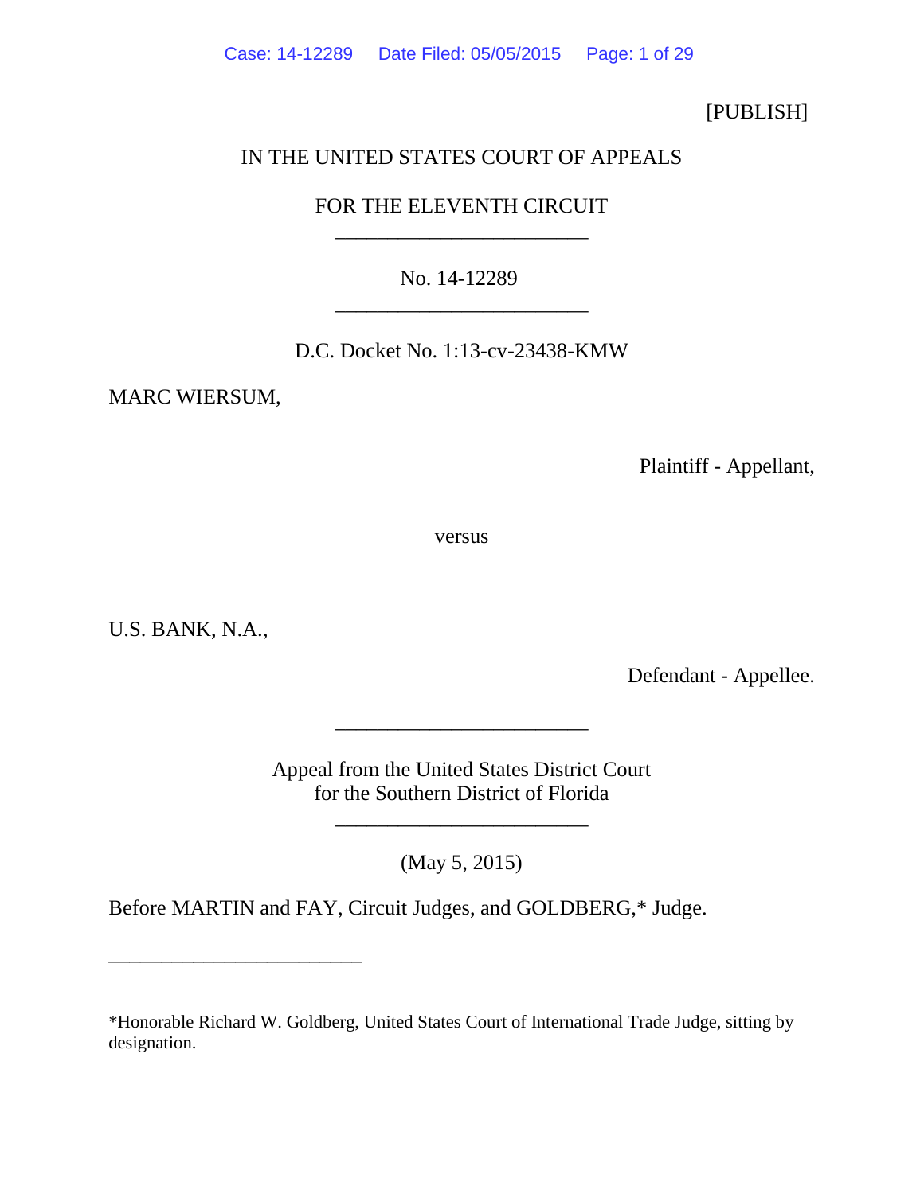[PUBLISH]

IN THE UNITED STATES COURT OF APPEALS

FOR THE ELEVENTH CIRCUIT

________________________

No. 14-12289

________________________

D.C. Docket No. 1:13-cv-23438-KMW

MARC WIERSUM,

Plaintiff - Appellant,

versus

U.S. BANK, N.A.,

Defendant - Appellee.

________________________

Appeal from the United States District Court
for the Southern District of Florida

________________________

(May 5, 2015)

Before MARTIN and FAY, Circuit Judges, and GOLDBERG,* Judge.

________________________

*Honorable Richard W. Goldberg, United States Court of International Trade Judge, sitting by designation.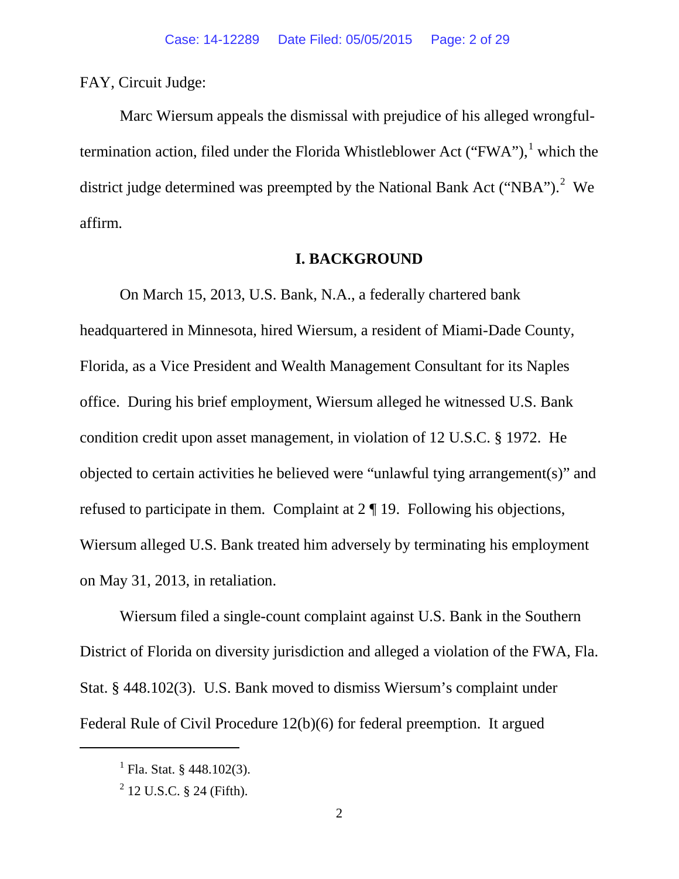FAY, Circuit Judge:

Marc Wiersum appeals the dismissal with prejudice of his alleged wrongful-termination action, filed under the Florida Whistleblower Act ("FWA"),[1] which the district judge determined was preempted by the National Bank Act ("NBA").[2] We affirm.

## I. BACKGROUND

On March 15, 2013, U.S. Bank, N.A., a federally chartered bank headquartered in Minnesota, hired Wiersum, a resident of Miami-Dade County, Florida, as a Vice President and Wealth Management Consultant for its Naples office. During his brief employment, Wiersum alleged he witnessed U.S. Bank condition credit upon asset management, in violation of 12 U.S.C. § 1972. He objected to certain activities he believed were "unlawful tying arrangement(s)" and refused to participate in them. Complaint at 2 ¶ 19. Following his objections, Wiersum alleged U.S. Bank treated him adversely by terminating his employment on May 31, 2013, in retaliation.

Wiersum filed a single-count complaint against U.S. Bank in the Southern District of Florida on diversity jurisdiction and alleged a violation of the FWA, Fla. Stat. § 448.102(3). U.S. Bank moved to dismiss Wiersum's complaint under Federal Rule of Civil Procedure 12(b)(6) for federal preemption. It argued

---

[1] Fla. Stat. § 448.102(3).

[2] 12 U.S.C. § 24 (Fifth).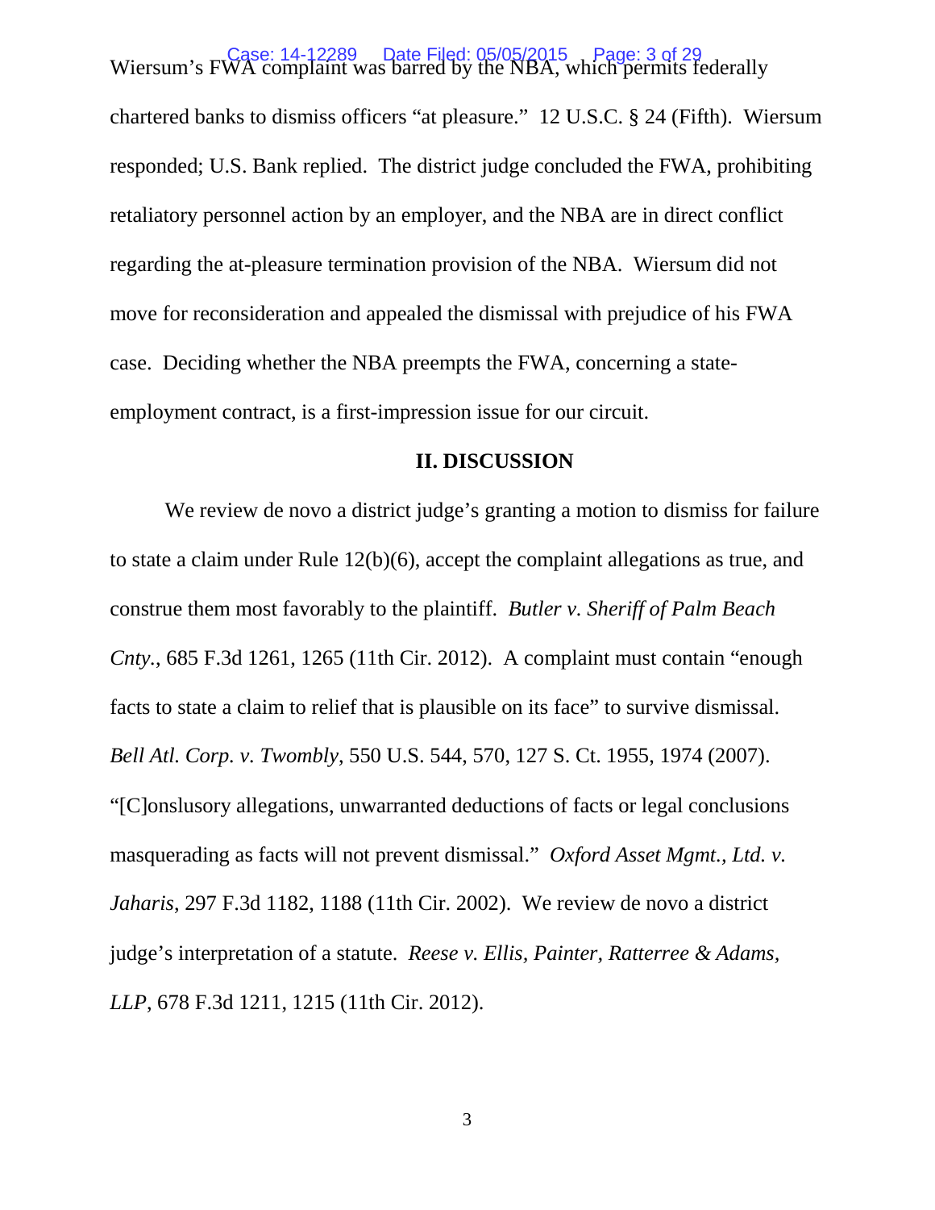Wiersum's FWA complaint was barred by the NBA, which permits federally chartered banks to dismiss officers "at pleasure." 12 U.S.C. § 24 (Fifth). Wiersum responded; U.S. Bank replied. The district judge concluded the FWA, prohibiting retaliatory personnel action by an employer, and the NBA are in direct conflict regarding the at-pleasure termination provision of the NBA. Wiersum did not move for reconsideration and appealed the dismissal with prejudice of his FWA case. Deciding whether the NBA preempts the FWA, concerning a state-employment contract, is a first-impression issue for our circuit.

## II. DISCUSSION

We review de novo a district judge's granting a motion to dismiss for failure to state a claim under Rule 12(b)(6), accept the complaint allegations as true, and construe them most favorably to the plaintiff. *Butler v. Sheriff of Palm Beach Cnty.*, 685 F.3d 1261, 1265 (11th Cir. 2012). A complaint must contain "enough facts to state a claim to relief that is plausible on its face" to survive dismissal. *Bell Atl. Corp. v. Twombly*, 550 U.S. 544, 570, 127 S. Ct. 1955, 1974 (2007). "[C]onslusory allegations, unwarranted deductions of facts or legal conclusions masquerading as facts will not prevent dismissal." *Oxford Asset Mgmt., Ltd. v. Jaharis*, 297 F.3d 1182, 1188 (11th Cir. 2002). We review de novo a district judge's interpretation of a statute. *Reese v. Ellis, Painter, Ratterree & Adams, LLP*, 678 F.3d 1211, 1215 (11th Cir. 2012).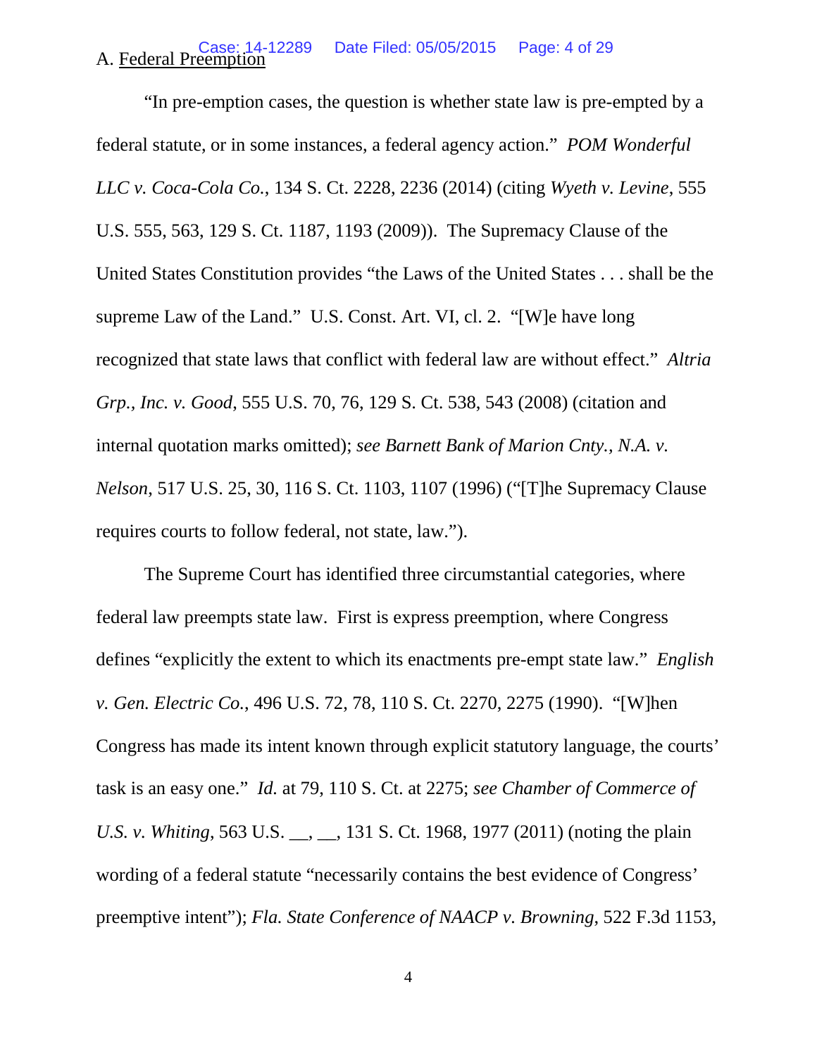A. Federal Preemption

"In pre-emption cases, the question is whether state law is pre-empted by a federal statute, or in some instances, a federal agency action." *POM Wonderful LLC v. Coca-Cola Co.*, 134 S. Ct. 2228, 2236 (2014) (citing *Wyeth v. Levine*, 555 U.S. 555, 563, 129 S. Ct. 1187, 1193 (2009)). The Supremacy Clause of the United States Constitution provides "the Laws of the United States . . . shall be the supreme Law of the Land." U.S. Const. Art. VI, cl. 2. "[W]e have long recognized that state laws that conflict with federal law are without effect." *Altria Grp., Inc. v. Good*, 555 U.S. 70, 76, 129 S. Ct. 538, 543 (2008) (citation and internal quotation marks omitted); *see Barnett Bank of Marion Cnty., N.A. v. Nelson*, 517 U.S. 25, 30, 116 S. Ct. 1103, 1107 (1996) ("[T]he Supremacy Clause requires courts to follow federal, not state, law.").

The Supreme Court has identified three circumstantial categories, where federal law preempts state law. First is express preemption, where Congress defines "explicitly the extent to which its enactments pre-empt state law." *English v. Gen. Electric Co.*, 496 U.S. 72, 78, 110 S. Ct. 2270, 2275 (1990). "[W]hen Congress has made its intent known through explicit statutory language, the courts' task is an easy one." *Id.* at 79, 110 S. Ct. at 2275; *see Chamber of Commerce of U.S. v. Whiting*, 563 U.S. __, __, 131 S. Ct. 1968, 1977 (2011) (noting the plain wording of a federal statute "necessarily contains the best evidence of Congress' preemptive intent"); *Fla. State Conference of NAACP v. Browning*, 522 F.3d 1153,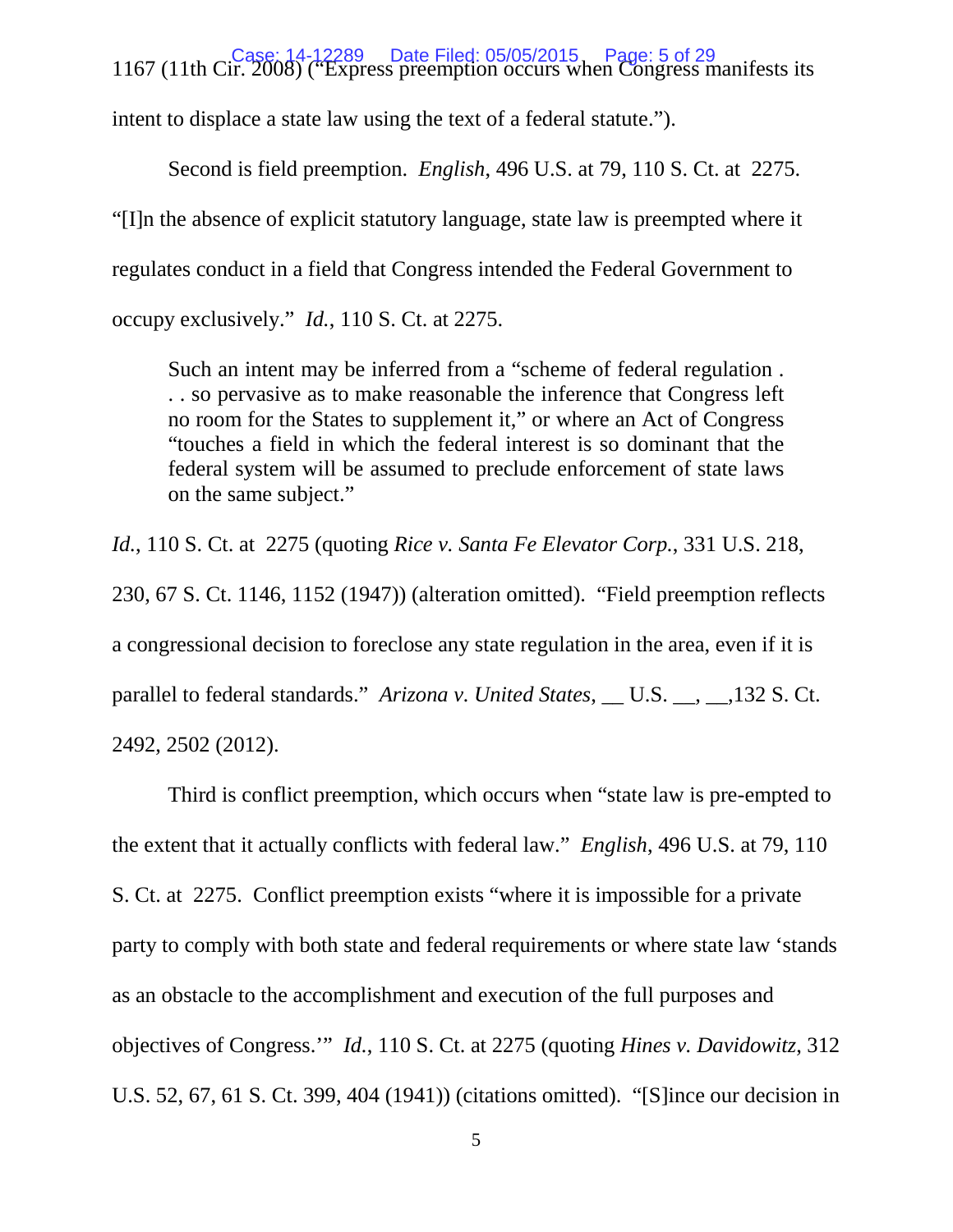1167 (11th Cir. 2008) ("Express preemption occurs when Congress manifests its intent to displace a state law using the text of a federal statute.").

Second is field preemption. *English*, 496 U.S. at 79, 110 S. Ct. at 2275. "[I]n the absence of explicit statutory language, state law is preempted where it regulates conduct in a field that Congress intended the Federal Government to occupy exclusively." *Id.*, 110 S. Ct. at 2275.

> Such an intent may be inferred from a "scheme of federal regulation . . . so pervasive as to make reasonable the inference that Congress left no room for the States to supplement it," or where an Act of Congress "touches a field in which the federal interest is so dominant that the federal system will be assumed to preclude enforcement of state laws on the same subject."

*Id.*, 110 S. Ct. at 2275 (quoting *Rice v. Santa Fe Elevator Corp.*, 331 U.S. 218, 230, 67 S. Ct. 1146, 1152 (1947)) (alteration omitted). "Field preemption reflects a congressional decision to foreclose any state regulation in the area, even if it is parallel to federal standards." *Arizona v. United States*, __ U.S. __, __,132 S. Ct. 2492, 2502 (2012).

Third is conflict preemption, which occurs when "state law is pre-empted to the extent that it actually conflicts with federal law." *English*, 496 U.S. at 79, 110 S. Ct. at 2275. Conflict preemption exists "where it is impossible for a private party to comply with both state and federal requirements or where state law 'stands as an obstacle to the accomplishment and execution of the full purposes and objectives of Congress.'" *Id.*, 110 S. Ct. at 2275 (quoting *Hines v. Davidowitz*, 312 U.S. 52, 67, 61 S. Ct. 399, 404 (1941)) (citations omitted). "[S]ince our decision in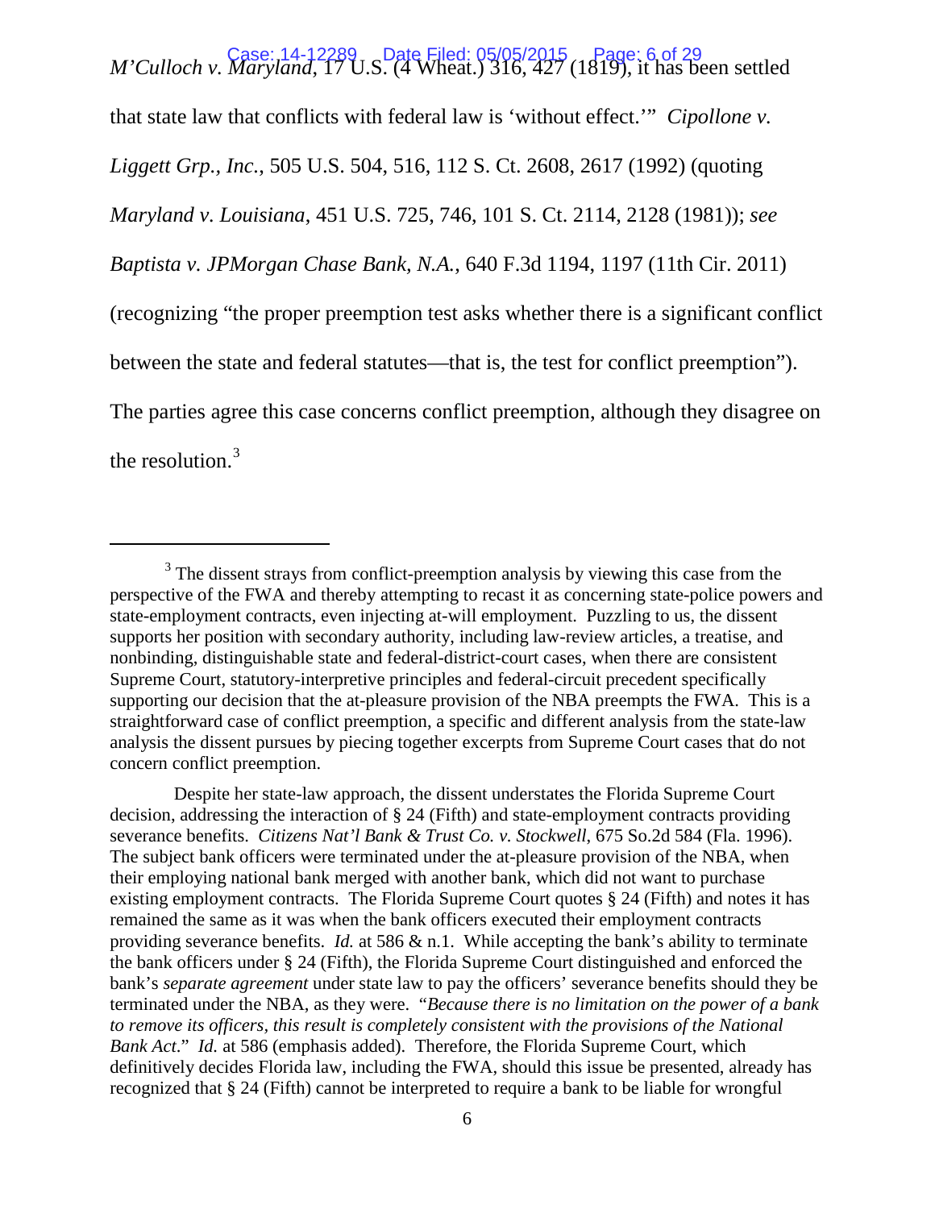*M'Culloch v. Maryland*, 17 U.S. (4 Wheat.) 316, 427 (1819), it has been settled that state law that conflicts with federal law is 'without effect.'" *Cipollone v. Liggett Grp., Inc.*, 505 U.S. 504, 516, 112 S. Ct. 2608, 2617 (1992) (quoting *Maryland v. Louisiana*, 451 U.S. 725, 746, 101 S. Ct. 2114, 2128 (1981)); *see Baptista v. JPMorgan Chase Bank, N.A.*, 640 F.3d 1194, 1197 (11th Cir. 2011) (recognizing "the proper preemption test asks whether there is a significant conflict between the state and federal statutes—that is, the test for conflict preemption"). The parties agree this case concerns conflict preemption, although they disagree on the resolution.[3]

---

[3] The dissent strays from conflict-preemption analysis by viewing this case from the perspective of the FWA and thereby attempting to recast it as concerning state-police powers and state-employment contracts, even injecting at-will employment. Puzzling to us, the dissent supports her position with secondary authority, including law-review articles, a treatise, and nonbinding, distinguishable state and federal-district-court cases, when there are consistent Supreme Court, statutory-interpretive principles and federal-circuit precedent specifically supporting our decision that the at-pleasure provision of the NBA preempts the FWA. This is a straightforward case of conflict preemption, a specific and different analysis from the state-law analysis the dissent pursues by piecing together excerpts from Supreme Court cases that do not concern conflict preemption.

Despite her state-law approach, the dissent understates the Florida Supreme Court decision, addressing the interaction of § 24 (Fifth) and state-employment contracts providing severance benefits. *Citizens Nat'l Bank & Trust Co. v. Stockwell*, 675 So.2d 584 (Fla. 1996). The subject bank officers were terminated under the at-pleasure provision of the NBA, when their employing national bank merged with another bank, which did not want to purchase existing employment contracts. The Florida Supreme Court quotes § 24 (Fifth) and notes it has remained the same as it was when the bank officers executed their employment contracts providing severance benefits. *Id.* at 586 & n.1. While accepting the bank's ability to terminate the bank officers under § 24 (Fifth), the Florida Supreme Court distinguished and enforced the bank's *separate agreement* under state law to pay the officers' severance benefits should they be terminated under the NBA, as they were. "*Because there is no limitation on the power of a bank to remove its officers, this result is completely consistent with the provisions of the National Bank Act*." *Id.* at 586 (emphasis added). Therefore, the Florida Supreme Court, which definitively decides Florida law, including the FWA, should this issue be presented, already has recognized that § 24 (Fifth) cannot be interpreted to require a bank to be liable for wrongful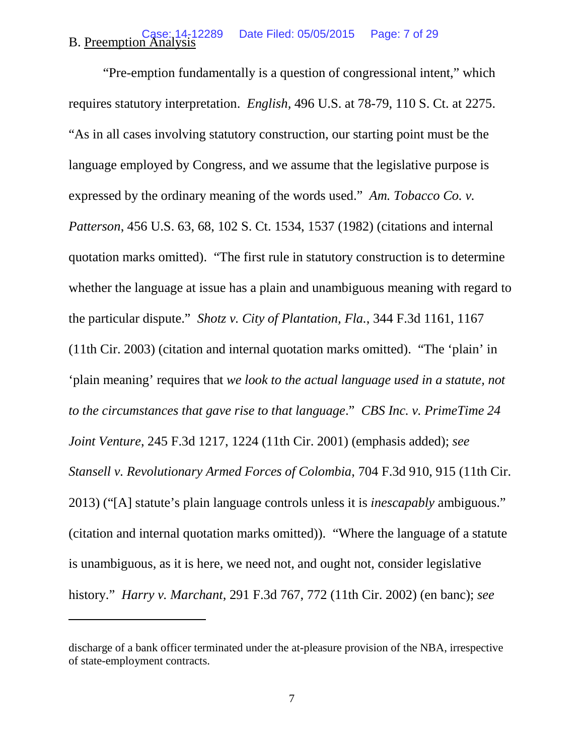B. Preemption Analysis

"Pre-emption fundamentally is a question of congressional intent," which requires statutory interpretation. *English*, 496 U.S. at 78-79, 110 S. Ct. at 2275. "As in all cases involving statutory construction, our starting point must be the language employed by Congress, and we assume that the legislative purpose is expressed by the ordinary meaning of the words used." *Am. Tobacco Co. v. Patterson*, 456 U.S. 63, 68, 102 S. Ct. 1534, 1537 (1982) (citations and internal quotation marks omitted). "The first rule in statutory construction is to determine whether the language at issue has a plain and unambiguous meaning with regard to the particular dispute." *Shotz v. City of Plantation, Fla.*, 344 F.3d 1161, 1167 (11th Cir. 2003) (citation and internal quotation marks omitted). "The 'plain' in 'plain meaning' requires that *we look to the actual language used in a statute, not to the circumstances that gave rise to that language*." *CBS Inc. v. PrimeTime 24 Joint Venture*, 245 F.3d 1217, 1224 (11th Cir. 2001) (emphasis added); *see Stansell v. Revolutionary Armed Forces of Colombia*, 704 F.3d 910, 915 (11th Cir. 2013) ("[A] statute's plain language controls unless it is *inescapably* ambiguous." (citation and internal quotation marks omitted)). "Where the language of a statute is unambiguous, as it is here, we need not, and ought not, consider legislative history." *Harry v. Marchant*, 291 F.3d 767, 772 (11th Cir. 2002) (en banc); *see*

---

discharge of a bank officer terminated under the at-pleasure provision of the NBA, irrespective of state-employment contracts.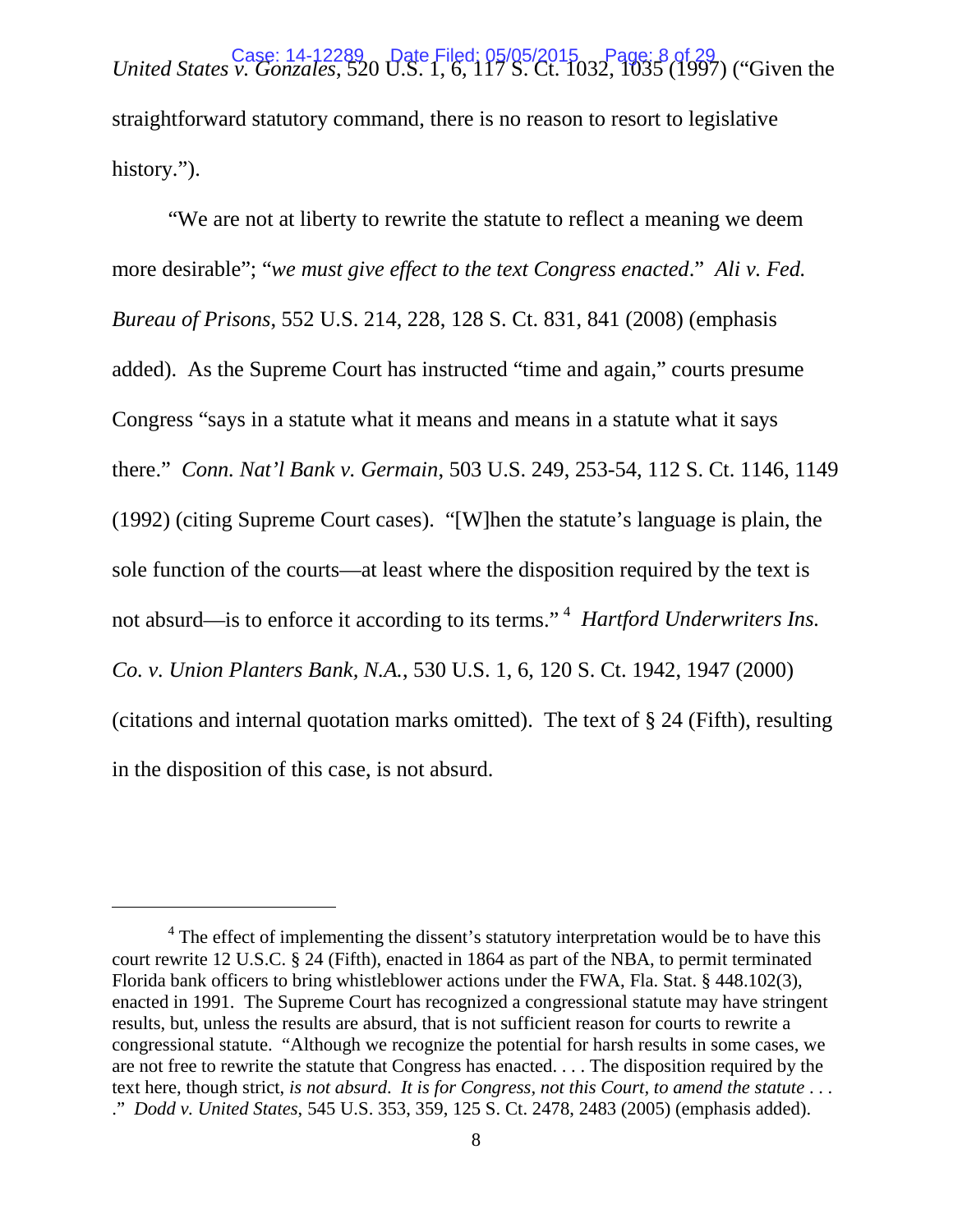*United States v. Gonzales*, 520 U.S. 1, 6, 117 S. Ct. 1032, 1035 (1997) ("Given the straightforward statutory command, there is no reason to resort to legislative history.").

"We are not at liberty to rewrite the statute to reflect a meaning we deem more desirable"; "*we must give effect to the text Congress enacted*." *Ali v. Fed. Bureau of Prisons*, 552 U.S. 214, 228, 128 S. Ct. 831, 841 (2008) (emphasis added). As the Supreme Court has instructed "time and again," courts presume Congress "says in a statute what it means and means in a statute what it says there." *Conn. Nat'l Bank v. Germain*, 503 U.S. 249, 253-54, 112 S. Ct. 1146, 1149 (1992) (citing Supreme Court cases). "[W]hen the statute's language is plain, the sole function of the courts—at least where the disposition required by the text is not absurd—is to enforce it according to its terms."[4] *Hartford Underwriters Ins. Co. v. Union Planters Bank, N.A.*, 530 U.S. 1, 6, 120 S. Ct. 1942, 1947 (2000) (citations and internal quotation marks omitted). The text of § 24 (Fifth), resulting in the disposition of this case, is not absurd.

---

[4] The effect of implementing the dissent's statutory interpretation would be to have this court rewrite 12 U.S.C. § 24 (Fifth), enacted in 1864 as part of the NBA, to permit terminated Florida bank officers to bring whistleblower actions under the FWA, Fla. Stat. § 448.102(3), enacted in 1991. The Supreme Court has recognized a congressional statute may have stringent results, but, unless the results are absurd, that is not sufficient reason for courts to rewrite a congressional statute. "Although we recognize the potential for harsh results in some cases, we are not free to rewrite the statute that Congress has enacted. . . . The disposition required by the text here, though strict, *is not absurd*. *It is for Congress, not this Court, to amend the statute* . . . ." *Dodd v. United States*, 545 U.S. 353, 359, 125 S. Ct. 2478, 2483 (2005) (emphasis added).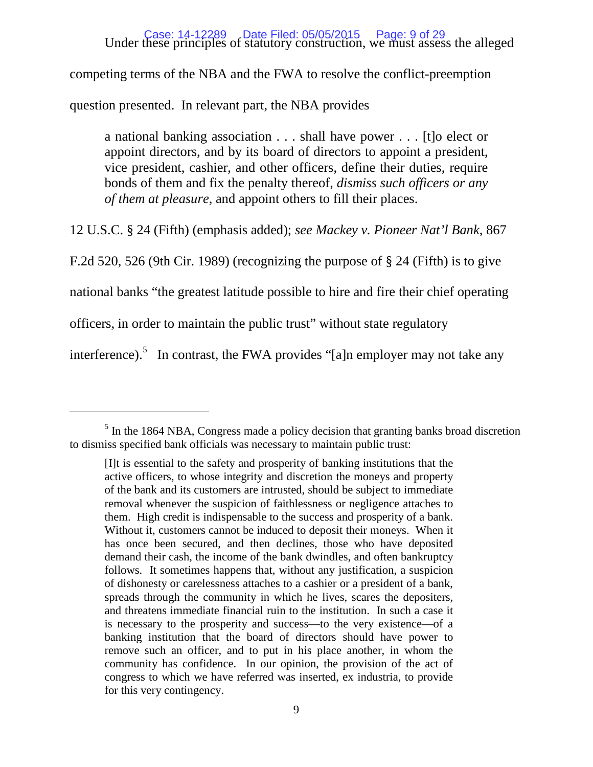Under these principles of statutory construction, we must assess the alleged competing terms of the NBA and the FWA to resolve the conflict-preemption question presented. In relevant part, the NBA provides

> a national banking association . . . shall have power . . . [t]o elect or appoint directors, and by its board of directors to appoint a president, vice president, cashier, and other officers, define their duties, require bonds of them and fix the penalty thereof, *dismiss such officers or any of them at pleasure*, and appoint others to fill their places.

12 U.S.C. § 24 (Fifth) (emphasis added); *see Mackey v. Pioneer Nat'l Bank*, 867 F.2d 520, 526 (9th Cir. 1989) (recognizing the purpose of § 24 (Fifth) is to give national banks "the greatest latitude possible to hire and fire their chief operating officers, in order to maintain the public trust" without state regulatory interference).[5] In contrast, the FWA provides "[a]n employer may not take any

---

[5] In the 1864 NBA, Congress made a policy decision that granting banks broad discretion to dismiss specified bank officials was necessary to maintain public trust:

> [I]t is essential to the safety and prosperity of banking institutions that the active officers, to whose integrity and discretion the moneys and property of the bank and its customers are intrusted, should be subject to immediate removal whenever the suspicion of faithlessness or negligence attaches to them. High credit is indispensable to the success and prosperity of a bank. Without it, customers cannot be induced to deposit their moneys. When it has once been secured, and then declines, those who have deposited demand their cash, the income of the bank dwindles, and often bankruptcy follows. It sometimes happens that, without any justification, a suspicion of dishonesty or carelessness attaches to a cashier or a president of a bank, spreads through the community in which he lives, scares the depositers, and threatens immediate financial ruin to the institution. In such a case it is necessary to the prosperity and success—to the very existence—of a banking institution that the board of directors should have power to remove such an officer, and to put in his place another, in whom the community has confidence. In our opinion, the provision of the act of congress to which we have referred was inserted, ex industria, to provide for this very contingency.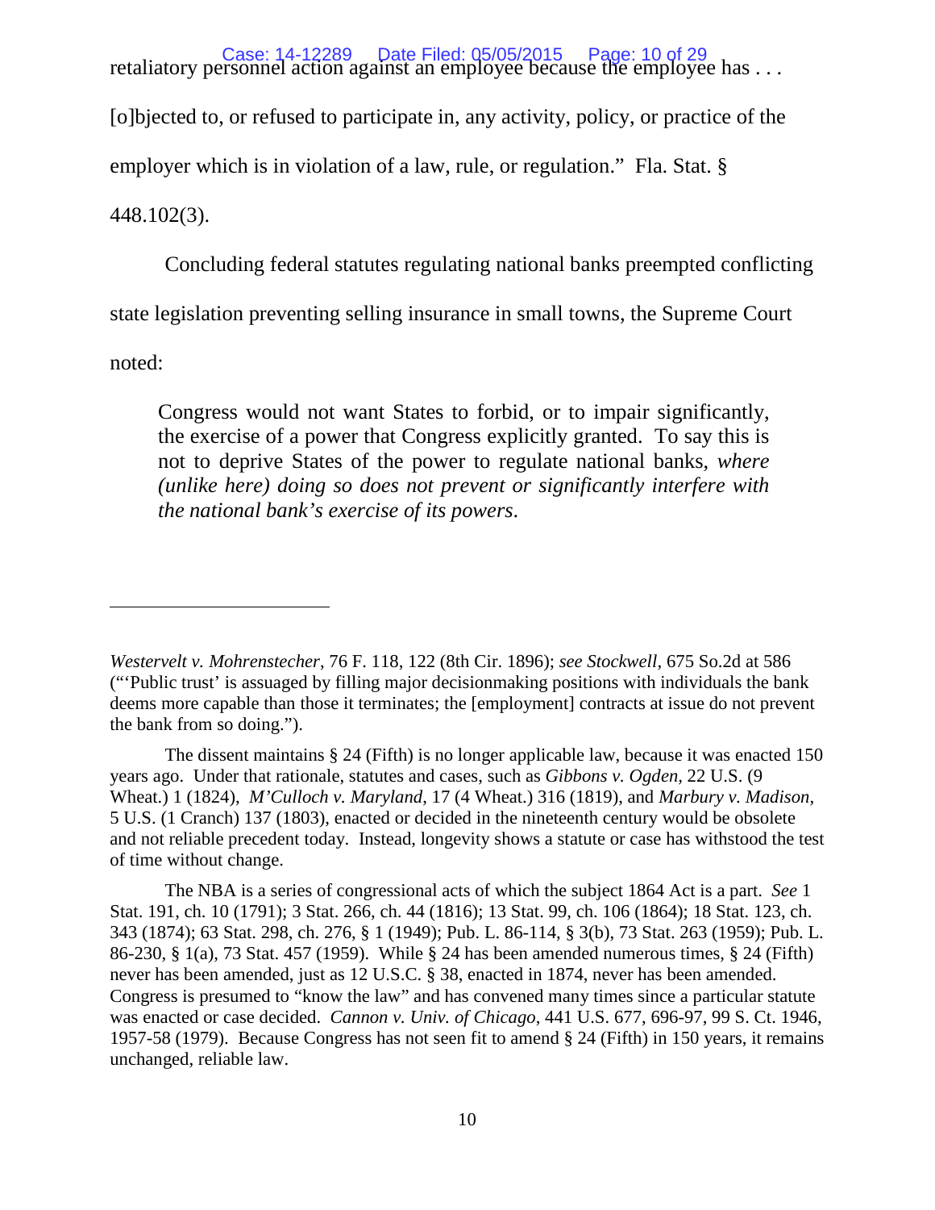retaliatory personnel action against an employee because the employee has . . . [o]bjected to, or refused to participate in, any activity, policy, or practice of the employer which is in violation of a law, rule, or regulation." Fla. Stat. § 448.102(3).

Concluding federal statutes regulating national banks preempted conflicting state legislation preventing selling insurance in small towns, the Supreme Court noted:

> Congress would not want States to forbid, or to impair significantly, the exercise of a power that Congress explicitly granted. To say this is not to deprive States of the power to regulate national banks, *where (unlike here) doing so does not prevent or significantly interfere with the national bank's exercise of its powers*.

---

*Westervelt v. Mohrenstecher*, 76 F. 118, 122 (8th Cir. 1896); *see Stockwell*, 675 So.2d at 586 ("'Public trust' is assuaged by filling major decisionmaking positions with individuals the bank deems more capable than those it terminates; the [employment] contracts at issue do not prevent the bank from so doing.").

The dissent maintains § 24 (Fifth) is no longer applicable law, because it was enacted 150 years ago. Under that rationale, statutes and cases, such as *Gibbons v. Ogden*, 22 U.S. (9 Wheat.) 1 (1824), *M'Culloch v. Maryland*, 17 (4 Wheat.) 316 (1819), and *Marbury v. Madison*, 5 U.S. (1 Cranch) 137 (1803), enacted or decided in the nineteenth century would be obsolete and not reliable precedent today. Instead, longevity shows a statute or case has withstood the test of time without change.

The NBA is a series of congressional acts of which the subject 1864 Act is a part. *See* 1 Stat. 191, ch. 10 (1791); 3 Stat. 266, ch. 44 (1816); 13 Stat. 99, ch. 106 (1864); 18 Stat. 123, ch. 343 (1874); 63 Stat. 298, ch. 276, § 1 (1949); Pub. L. 86-114, § 3(b), 73 Stat. 263 (1959); Pub. L. 86-230, § 1(a), 73 Stat. 457 (1959). While § 24 has been amended numerous times, § 24 (Fifth) never has been amended, just as 12 U.S.C. § 38, enacted in 1874, never has been amended. Congress is presumed to "know the law" and has convened many times since a particular statute was enacted or case decided. *Cannon v. Univ. of Chicago*, 441 U.S. 677, 696-97, 99 S. Ct. 1946, 1957-58 (1979). Because Congress has not seen fit to amend § 24 (Fifth) in 150 years, it remains unchanged, reliable law.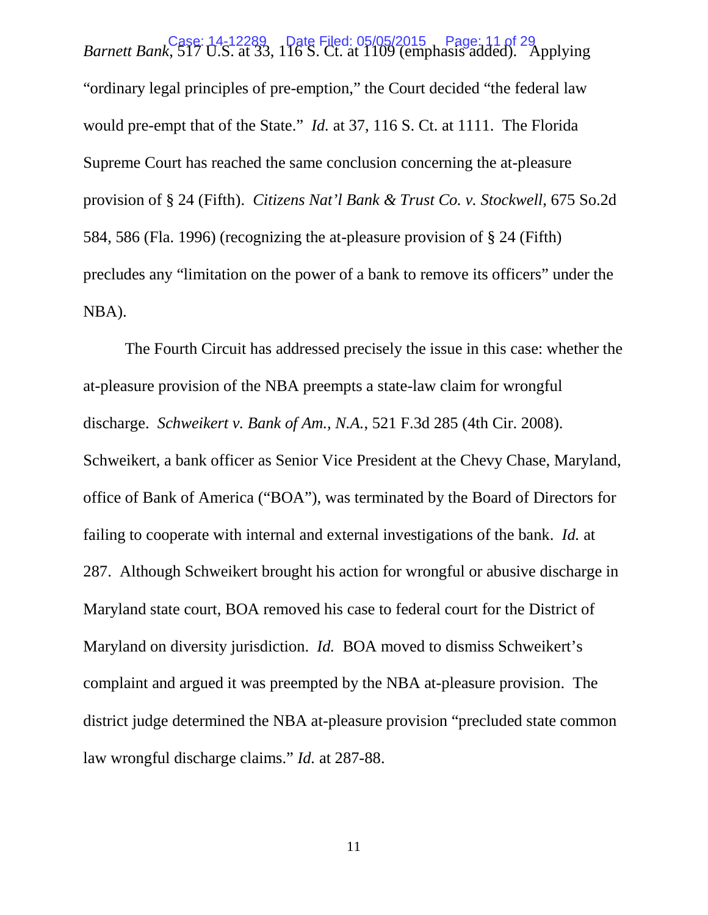*Barnett Bank*, 517 U.S. at 33, 116 S. Ct. at 1109 (emphasis added). Applying "ordinary legal principles of pre-emption," the Court decided "the federal law would pre-empt that of the State." *Id.* at 37, 116 S. Ct. at 1111. The Florida Supreme Court has reached the same conclusion concerning the at-pleasure provision of § 24 (Fifth). *Citizens Nat'l Bank & Trust Co. v. Stockwell,* 675 So.2d 584, 586 (Fla. 1996) (recognizing the at-pleasure provision of § 24 (Fifth) precludes any "limitation on the power of a bank to remove its officers" under the NBA).

The Fourth Circuit has addressed precisely the issue in this case: whether the at-pleasure provision of the NBA preempts a state-law claim for wrongful discharge. *Schweikert v. Bank of Am., N.A.*, 521 F.3d 285 (4th Cir. 2008). Schweikert, a bank officer as Senior Vice President at the Chevy Chase, Maryland, office of Bank of America ("BOA"), was terminated by the Board of Directors for failing to cooperate with internal and external investigations of the bank. *Id.* at 287. Although Schweikert brought his action for wrongful or abusive discharge in Maryland state court, BOA removed his case to federal court for the District of Maryland on diversity jurisdiction. *Id.* BOA moved to dismiss Schweikert's complaint and argued it was preempted by the NBA at-pleasure provision. The district judge determined the NBA at-pleasure provision "precluded state common law wrongful discharge claims." *Id.* at 287-88.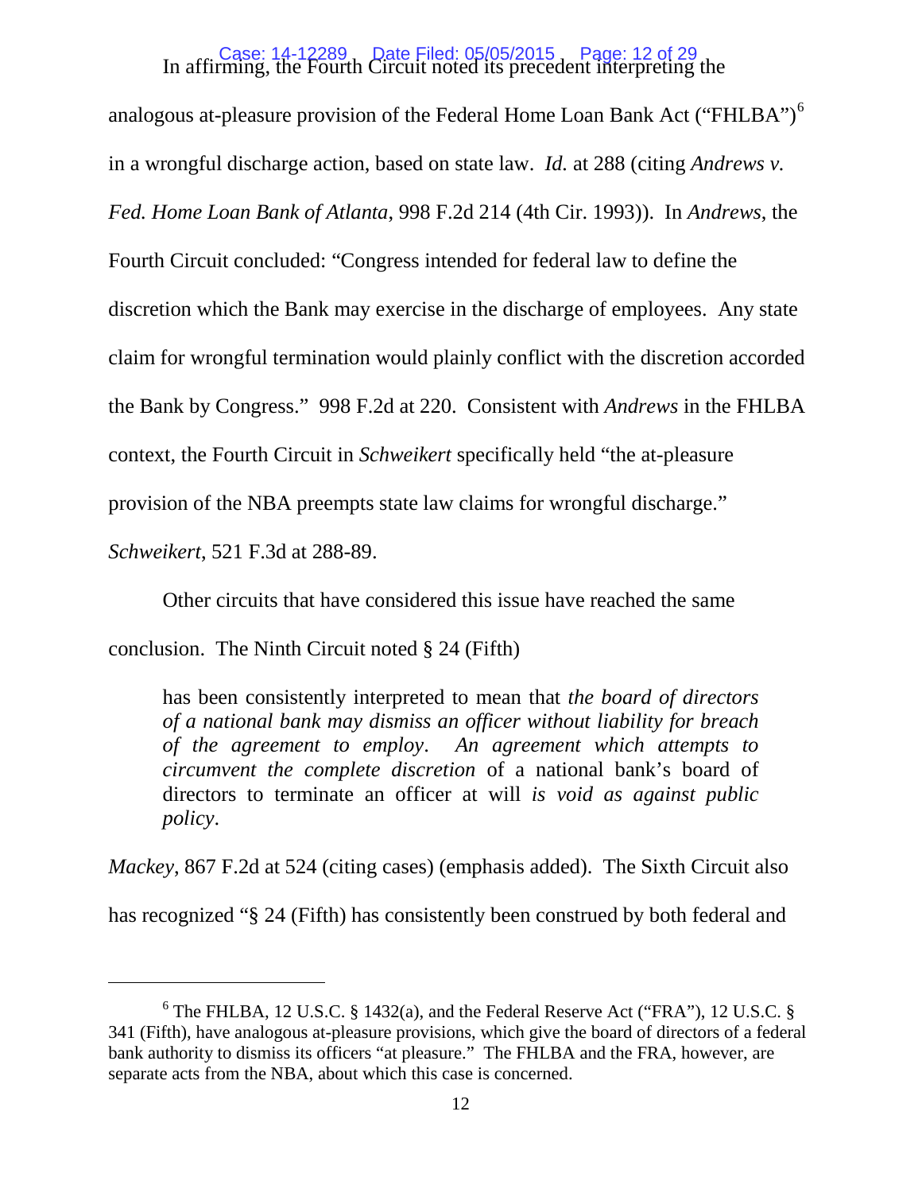In affirming, the Fourth Circuit noted its precedent interpreting the analogous at-pleasure provision of the Federal Home Loan Bank Act ("FHLBA")[6] in a wrongful discharge action, based on state law. *Id.* at 288 (citing *Andrews v. Fed. Home Loan Bank of Atlanta*, 998 F.2d 214 (4th Cir. 1993)). In *Andrews*, the Fourth Circuit concluded: "Congress intended for federal law to define the discretion which the Bank may exercise in the discharge of employees. Any state claim for wrongful termination would plainly conflict with the discretion accorded the Bank by Congress." 998 F.2d at 220. Consistent with *Andrews* in the FHLBA context, the Fourth Circuit in *Schweikert* specifically held "the at-pleasure provision of the NBA preempts state law claims for wrongful discharge." *Schweikert*, 521 F.3d at 288-89.

Other circuits that have considered this issue have reached the same conclusion. The Ninth Circuit noted § 24 (Fifth)

> has been consistently interpreted to mean that *the board of directors of a national bank may dismiss an officer without liability for breach of the agreement to employ*. *An agreement which attempts to circumvent the complete discretion* of a national bank's board of directors to terminate an officer at will *is void as against public policy*.

*Mackey*, 867 F.2d at 524 (citing cases) (emphasis added). The Sixth Circuit also has recognized "§ 24 (Fifth) has consistently been construed by both federal and

---

[6] The FHLBA, 12 U.S.C. § 1432(a), and the Federal Reserve Act ("FRA"), 12 U.S.C. § 341 (Fifth), have analogous at-pleasure provisions, which give the board of directors of a federal bank authority to dismiss its officers "at pleasure." The FHLBA and the FRA, however, are separate acts from the NBA, about which this case is concerned.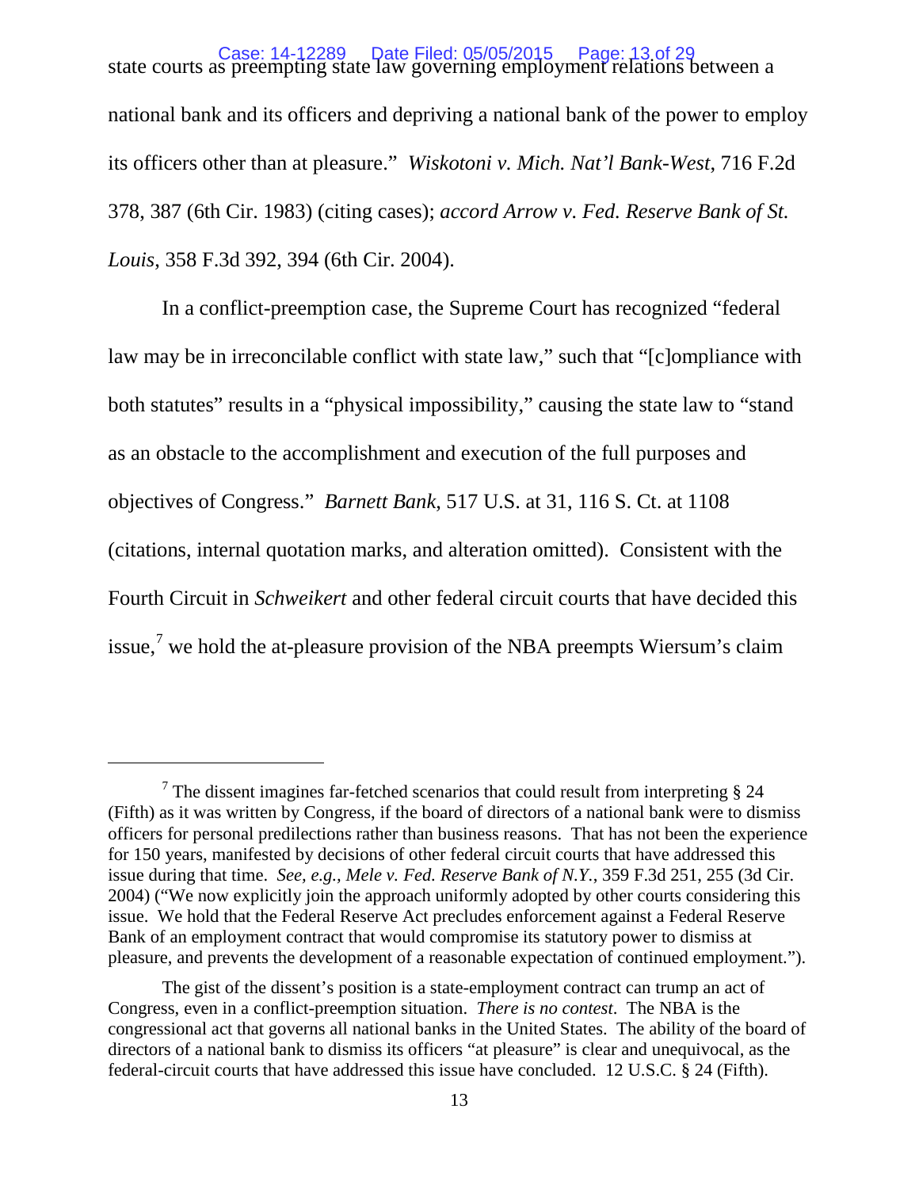state courts as preempting state law governing employment relations between a national bank and its officers and depriving a national bank of the power to employ its officers other than at pleasure." *Wiskotoni v. Mich. Nat'l Bank-West*, 716 F.2d 378, 387 (6th Cir. 1983) (citing cases); *accord Arrow v. Fed. Reserve Bank of St. Louis*, 358 F.3d 392, 394 (6th Cir. 2004).

In a conflict-preemption case, the Supreme Court has recognized "federal law may be in irreconcilable conflict with state law," such that "[c]ompliance with both statutes" results in a "physical impossibility," causing the state law to "stand as an obstacle to the accomplishment and execution of the full purposes and objectives of Congress." *Barnett Bank*, 517 U.S. at 31, 116 S. Ct. at 1108 (citations, internal quotation marks, and alteration omitted). Consistent with the Fourth Circuit in *Schweikert* and other federal circuit courts that have decided this issue,[7] we hold the at-pleasure provision of the NBA preempts Wiersum's claim

---

[7] The dissent imagines far-fetched scenarios that could result from interpreting § 24 (Fifth) as it was written by Congress, if the board of directors of a national bank were to dismiss officers for personal predilections rather than business reasons. That has not been the experience for 150 years, manifested by decisions of other federal circuit courts that have addressed this issue during that time. *See, e.g., Mele v. Fed. Reserve Bank of N.Y.*, 359 F.3d 251, 255 (3d Cir. 2004) ("We now explicitly join the approach uniformly adopted by other courts considering this issue. We hold that the Federal Reserve Act precludes enforcement against a Federal Reserve Bank of an employment contract that would compromise its statutory power to dismiss at pleasure, and prevents the development of a reasonable expectation of continued employment.").

The gist of the dissent's position is a state-employment contract can trump an act of Congress, even in a conflict-preemption situation. *There is no contest*. The NBA is the congressional act that governs all national banks in the United States. The ability of the board of directors of a national bank to dismiss its officers "at pleasure" is clear and unequivocal, as the federal-circuit courts that have addressed this issue have concluded. 12 U.S.C. § 24 (Fifth).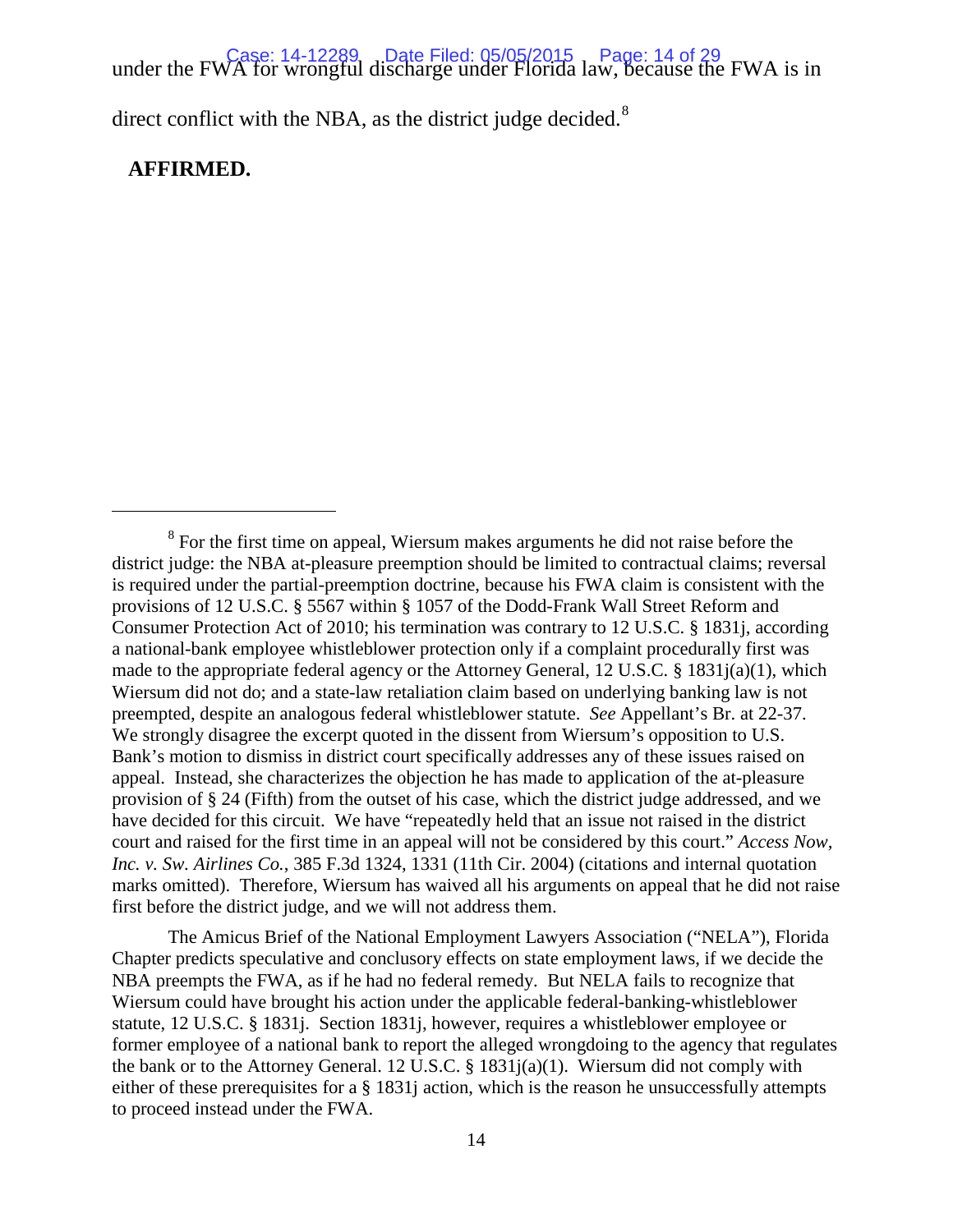under the FWA for wrongful discharge under Florida law, because the FWA is in direct conflict with the NBA, as the district judge decided.[8]

**AFFIRMED.**

---

[8] For the first time on appeal, Wiersum makes arguments he did not raise before the district judge: the NBA at-pleasure preemption should be limited to contractual claims; reversal is required under the partial-preemption doctrine, because his FWA claim is consistent with the provisions of 12 U.S.C. § 5567 within § 1057 of the Dodd-Frank Wall Street Reform and Consumer Protection Act of 2010; his termination was contrary to 12 U.S.C. § 1831j, according a national-bank employee whistleblower protection only if a complaint procedurally first was made to the appropriate federal agency or the Attorney General, 12 U.S.C. § 1831j(a)(1), which Wiersum did not do; and a state-law retaliation claim based on underlying banking law is not preempted, despite an analogous federal whistleblower statute. *See* Appellant's Br. at 22-37. We strongly disagree the excerpt quoted in the dissent from Wiersum's opposition to U.S. Bank's motion to dismiss in district court specifically addresses any of these issues raised on appeal. Instead, she characterizes the objection he has made to application of the at-pleasure provision of § 24 (Fifth) from the outset of his case, which the district judge addressed, and we have decided for this circuit. We have "repeatedly held that an issue not raised in the district court and raised for the first time in an appeal will not be considered by this court." *Access Now, Inc. v. Sw. Airlines Co.*, 385 F.3d 1324, 1331 (11th Cir. 2004) (citations and internal quotation marks omitted). Therefore, Wiersum has waived all his arguments on appeal that he did not raise first before the district judge, and we will not address them.

The Amicus Brief of the National Employment Lawyers Association ("NELA"), Florida Chapter predicts speculative and conclusory effects on state employment laws, if we decide the NBA preempts the FWA, as if he had no federal remedy. But NELA fails to recognize that Wiersum could have brought his action under the applicable federal-banking-whistleblower statute, 12 U.S.C. § 1831j. Section 1831j, however, requires a whistleblower employee or former employee of a national bank to report the alleged wrongdoing to the agency that regulates the bank or to the Attorney General. 12 U.S.C. § 1831j(a)(1). Wiersum did not comply with either of these prerequisites for a § 1831j action, which is the reason he unsuccessfully attempts to proceed instead under the FWA.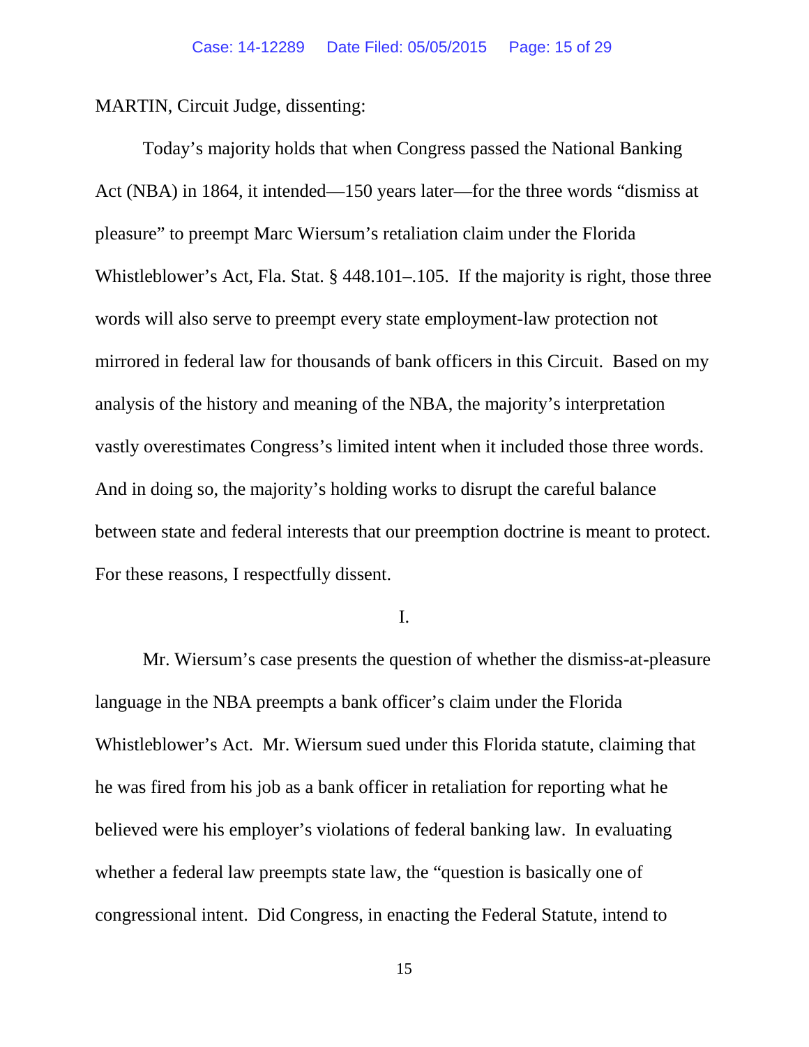MARTIN, Circuit Judge, dissenting:

Today's majority holds that when Congress passed the National Banking Act (NBA) in 1864, it intended—150 years later—for the three words "dismiss at pleasure" to preempt Marc Wiersum's retaliation claim under the Florida Whistleblower's Act, Fla. Stat. § 448.101–.105. If the majority is right, those three words will also serve to preempt every state employment-law protection not mirrored in federal law for thousands of bank officers in this Circuit. Based on my analysis of the history and meaning of the NBA, the majority's interpretation vastly overestimates Congress's limited intent when it included those three words. And in doing so, the majority's holding works to disrupt the careful balance between state and federal interests that our preemption doctrine is meant to protect. For these reasons, I respectfully dissent.

I.

Mr. Wiersum's case presents the question of whether the dismiss-at-pleasure language in the NBA preempts a bank officer's claim under the Florida Whistleblower's Act. Mr. Wiersum sued under this Florida statute, claiming that he was fired from his job as a bank officer in retaliation for reporting what he believed were his employer's violations of federal banking law. In evaluating whether a federal law preempts state law, the "question is basically one of congressional intent. Did Congress, in enacting the Federal Statute, intend to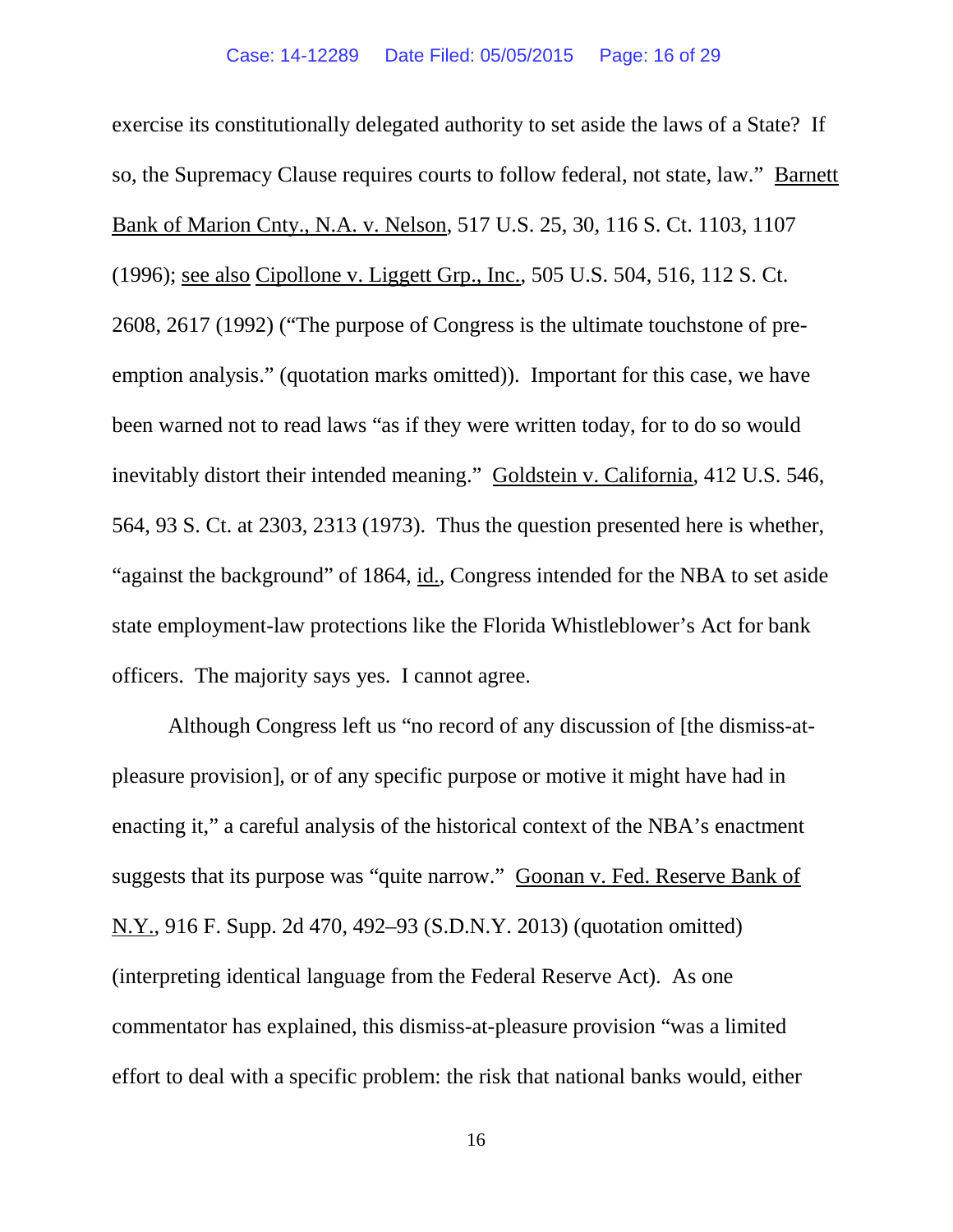exercise its constitutionally delegated authority to set aside the laws of a State? If so, the Supremacy Clause requires courts to follow federal, not state, law." Barnett Bank of Marion Cnty., N.A. v. Nelson, 517 U.S. 25, 30, 116 S. Ct. 1103, 1107 (1996); see also Cipollone v. Liggett Grp., Inc., 505 U.S. 504, 516, 112 S. Ct. 2608, 2617 (1992) ("The purpose of Congress is the ultimate touchstone of pre-emption analysis." (quotation marks omitted)). Important for this case, we have been warned not to read laws "as if they were written today, for to do so would inevitably distort their intended meaning." Goldstein v. California, 412 U.S. 546, 564, 93 S. Ct. at 2303, 2313 (1973). Thus the question presented here is whether, "against the background" of 1864, id., Congress intended for the NBA to set aside state employment-law protections like the Florida Whistleblower's Act for bank officers. The majority says yes. I cannot agree.

Although Congress left us "no record of any discussion of [the dismiss-at-pleasure provision], or of any specific purpose or motive it might have had in enacting it," a careful analysis of the historical context of the NBA's enactment suggests that its purpose was "quite narrow." Goonan v. Fed. Reserve Bank of N.Y., 916 F. Supp. 2d 470, 492–93 (S.D.N.Y. 2013) (quotation omitted) (interpreting identical language from the Federal Reserve Act). As one commentator has explained, this dismiss-at-pleasure provision "was a limited effort to deal with a specific problem: the risk that national banks would, either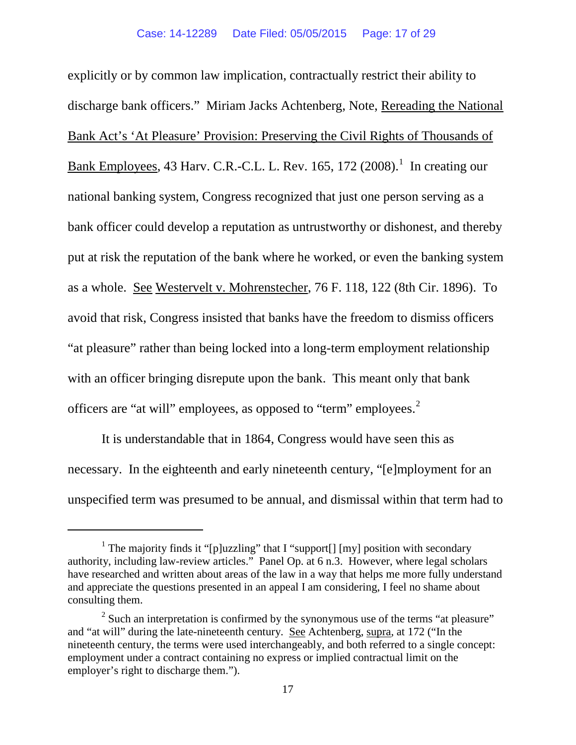explicitly or by common law implication, contractually restrict their ability to discharge bank officers." Miriam Jacks Achtenberg, Note, Rereading the National Bank Act's 'At Pleasure' Provision: Preserving the Civil Rights of Thousands of Bank Employees, 43 Harv. C.R.-C.L. L. Rev. 165, 172 (2008).[1] In creating our national banking system, Congress recognized that just one person serving as a bank officer could develop a reputation as untrustworthy or dishonest, and thereby put at risk the reputation of the bank where he worked, or even the banking system as a whole. See Westervelt v. Mohrenstecher, 76 F. 118, 122 (8th Cir. 1896). To avoid that risk, Congress insisted that banks have the freedom to dismiss officers "at pleasure" rather than being locked into a long-term employment relationship with an officer bringing disrepute upon the bank. This meant only that bank officers are "at will" employees, as opposed to "term" employees.[2]

It is understandable that in 1864, Congress would have seen this as necessary. In the eighteenth and early nineteenth century, "[e]mployment for an unspecified term was presumed to be annual, and dismissal within that term had to

---

[1] The majority finds it "[p]uzzling" that I "support[] [my] position with secondary authority, including law-review articles." Panel Op. at 6 n.3. However, where legal scholars have researched and written about areas of the law in a way that helps me more fully understand and appreciate the questions presented in an appeal I am considering, I feel no shame about consulting them.

[2] Such an interpretation is confirmed by the synonymous use of the terms "at pleasure" and "at will" during the late-nineteenth century. See Achtenberg, supra, at 172 ("In the nineteenth century, the terms were used interchangeably, and both referred to a single concept: employment under a contract containing no express or implied contractual limit on the employer's right to discharge them.").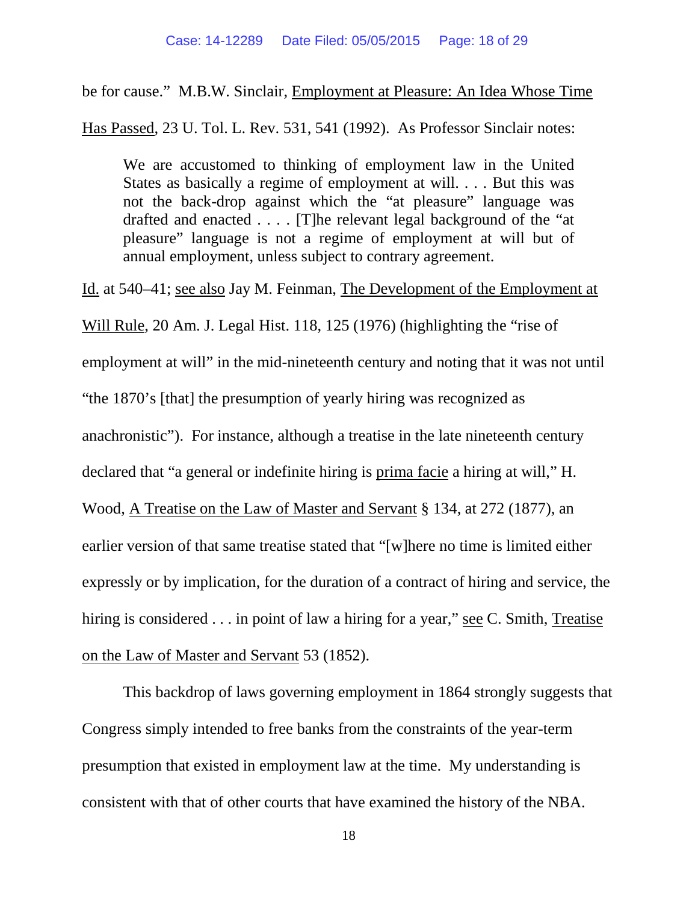be for cause." M.B.W. Sinclair, Employment at Pleasure: An Idea Whose Time Has Passed, 23 U. Tol. L. Rev. 531, 541 (1992). As Professor Sinclair notes:

> We are accustomed to thinking of employment law in the United States as basically a regime of employment at will. . . . But this was not the back-drop against which the "at pleasure" language was drafted and enacted . . . . [T]he relevant legal background of the "at pleasure" language is not a regime of employment at will but of annual employment, unless subject to contrary agreement.

Id. at 540–41; see also Jay M. Feinman, The Development of the Employment at Will Rule, 20 Am. J. Legal Hist. 118, 125 (1976) (highlighting the "rise of employment at will" in the mid-nineteenth century and noting that it was not until "the 1870's [that] the presumption of yearly hiring was recognized as anachronistic"). For instance, although a treatise in the late nineteenth century declared that "a general or indefinite hiring is prima facie a hiring at will," H. Wood, A Treatise on the Law of Master and Servant § 134, at 272 (1877), an earlier version of that same treatise stated that "[w]here no time is limited either expressly or by implication, for the duration of a contract of hiring and service, the hiring is considered . . . in point of law a hiring for a year," see C. Smith, Treatise on the Law of Master and Servant 53 (1852).

This backdrop of laws governing employment in 1864 strongly suggests that Congress simply intended to free banks from the constraints of the year-term presumption that existed in employment law at the time. My understanding is consistent with that of other courts that have examined the history of the NBA.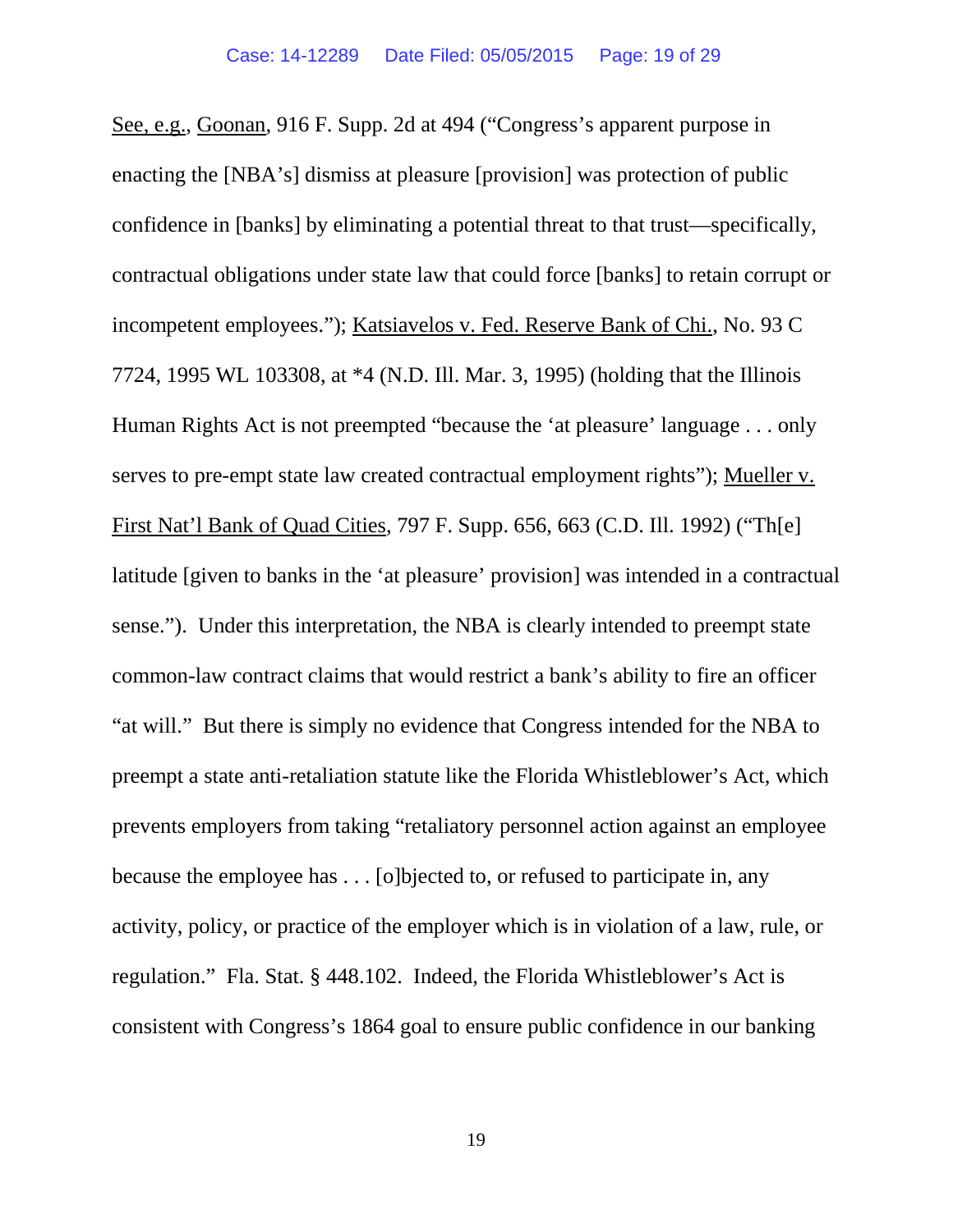See, e.g., Goonan, 916 F. Supp. 2d at 494 ("Congress's apparent purpose in enacting the [NBA's] dismiss at pleasure [provision] was protection of public confidence in [banks] by eliminating a potential threat to that trust—specifically, contractual obligations under state law that could force [banks] to retain corrupt or incompetent employees."); Katsiavelos v. Fed. Reserve Bank of Chi., No. 93 C 7724, 1995 WL 103308, at *4 (N.D. Ill. Mar. 3, 1995) (holding that the Illinois Human Rights Act is not preempted "because the 'at pleasure' language . . . only serves to pre-empt state law created contractual employment rights"); Mueller v. First Nat'l Bank of Quad Cities, 797 F. Supp. 656, 663 (C.D. Ill. 1992) ("Th[e] latitude [given to banks in the 'at pleasure' provision] was intended in a contractual sense."). Under this interpretation, the NBA is clearly intended to preempt state common-law contract claims that would restrict a bank's ability to fire an officer "at will." But there is simply no evidence that Congress intended for the NBA to preempt a state anti-retaliation statute like the Florida Whistleblower's Act, which prevents employers from taking "retaliatory personnel action against an employee because the employee has . . . [o]bjected to, or refused to participate in, any activity, policy, or practice of the employer which is in violation of a law, rule, or regulation." Fla. Stat. § 448.102. Indeed, the Florida Whistleblower's Act is consistent with Congress's 1864 goal to ensure public confidence in our banking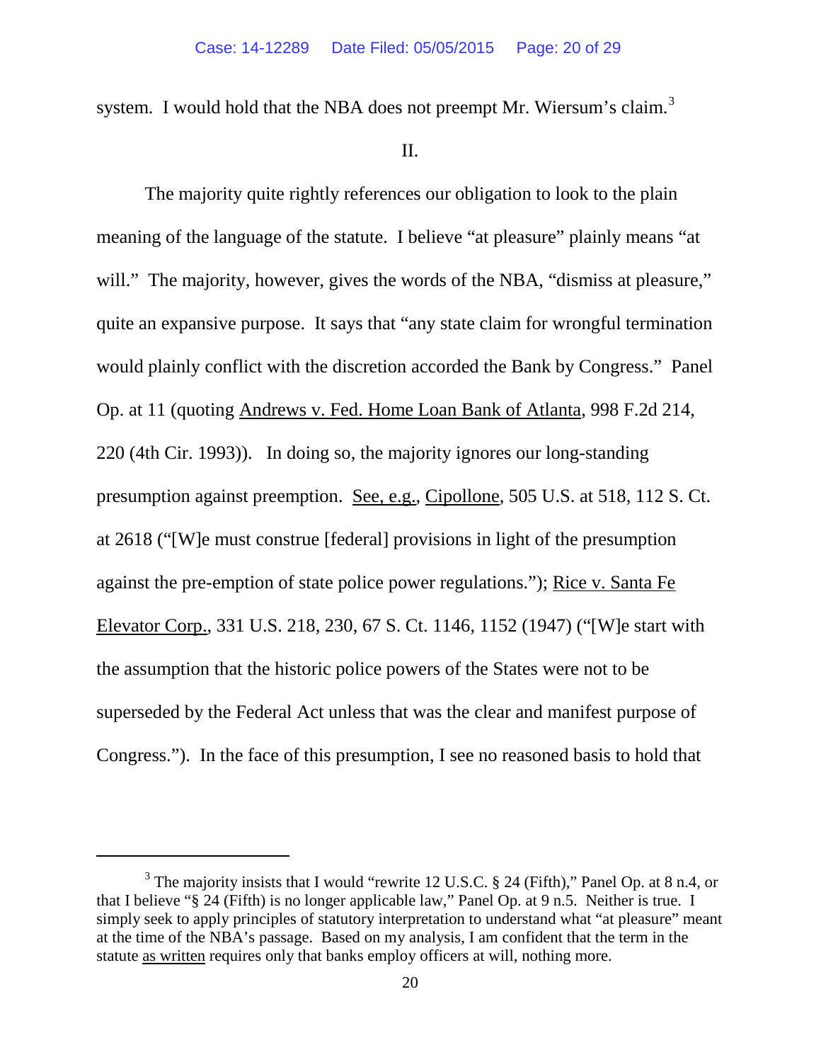system. I would hold that the NBA does not preempt Mr. Wiersum's claim.[3]

II.

The majority quite rightly references our obligation to look to the plain meaning of the language of the statute. I believe "at pleasure" plainly means "at will." The majority, however, gives the words of the NBA, "dismiss at pleasure," quite an expansive purpose. It says that "any state claim for wrongful termination would plainly conflict with the discretion accorded the Bank by Congress." Panel Op. at 11 (quoting Andrews v. Fed. Home Loan Bank of Atlanta, 998 F.2d 214, 220 (4th Cir. 1993)). In doing so, the majority ignores our long-standing presumption against preemption. See, e.g., Cipollone, 505 U.S. at 518, 112 S. Ct. at 2618 ("[W]e must construe [federal] provisions in light of the presumption against the pre-emption of state police power regulations."); Rice v. Santa Fe Elevator Corp., 331 U.S. 218, 230, 67 S. Ct. 1146, 1152 (1947) ("[W]e start with the assumption that the historic police powers of the States were not to be superseded by the Federal Act unless that was the clear and manifest purpose of Congress."). In the face of this presumption, I see no reasoned basis to hold that

---

[3] The majority insists that I would "rewrite 12 U.S.C. § 24 (Fifth)," Panel Op. at 8 n.4, or that I believe "§ 24 (Fifth) is no longer applicable law," Panel Op. at 9 n.5. Neither is true. I simply seek to apply principles of statutory interpretation to understand what "at pleasure" meant at the time of the NBA's passage. Based on my analysis, I am confident that the term in the statute as written requires only that banks employ officers at will, nothing more.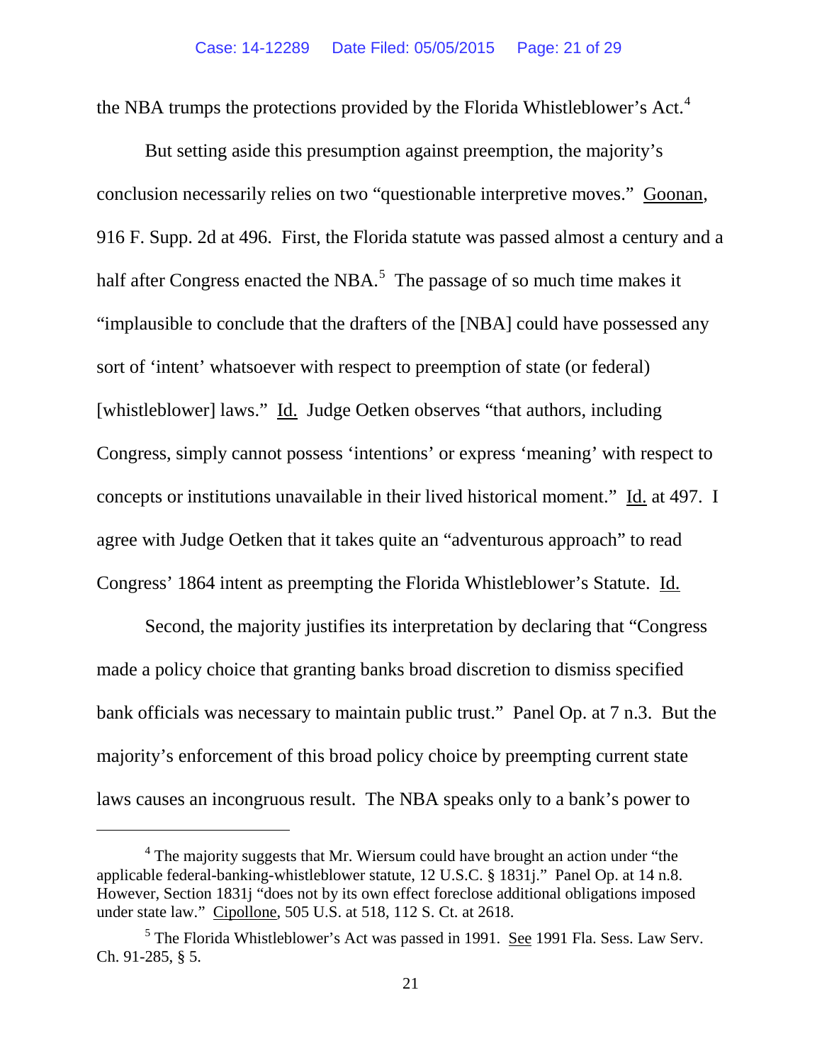the NBA trumps the protections provided by the Florida Whistleblower's Act.[4]

But setting aside this presumption against preemption, the majority's conclusion necessarily relies on two "questionable interpretive moves." Goonan, 916 F. Supp. 2d at 496. First, the Florida statute was passed almost a century and a half after Congress enacted the NBA.[5] The passage of so much time makes it "implausible to conclude that the drafters of the [NBA] could have possessed any sort of 'intent' whatsoever with respect to preemption of state (or federal) [whistleblower] laws." Id. Judge Oetken observes "that authors, including Congress, simply cannot possess 'intentions' or express 'meaning' with respect to concepts or institutions unavailable in their lived historical moment." Id. at 497. I agree with Judge Oetken that it takes quite an "adventurous approach" to read Congress' 1864 intent as preempting the Florida Whistleblower's Statute. Id.

Second, the majority justifies its interpretation by declaring that "Congress made a policy choice that granting banks broad discretion to dismiss specified bank officials was necessary to maintain public trust." Panel Op. at 7 n.3. But the majority's enforcement of this broad policy choice by preempting current state laws causes an incongruous result. The NBA speaks only to a bank's power to

---

[4] The majority suggests that Mr. Wiersum could have brought an action under "the applicable federal-banking-whistleblower statute, 12 U.S.C. § 1831j." Panel Op. at 14 n.8. However, Section 1831j "does not by its own effect foreclose additional obligations imposed under state law." Cipollone, 505 U.S. at 518, 112 S. Ct. at 2618.

[5] The Florida Whistleblower's Act was passed in 1991. See 1991 Fla. Sess. Law Serv. Ch. 91-285, § 5.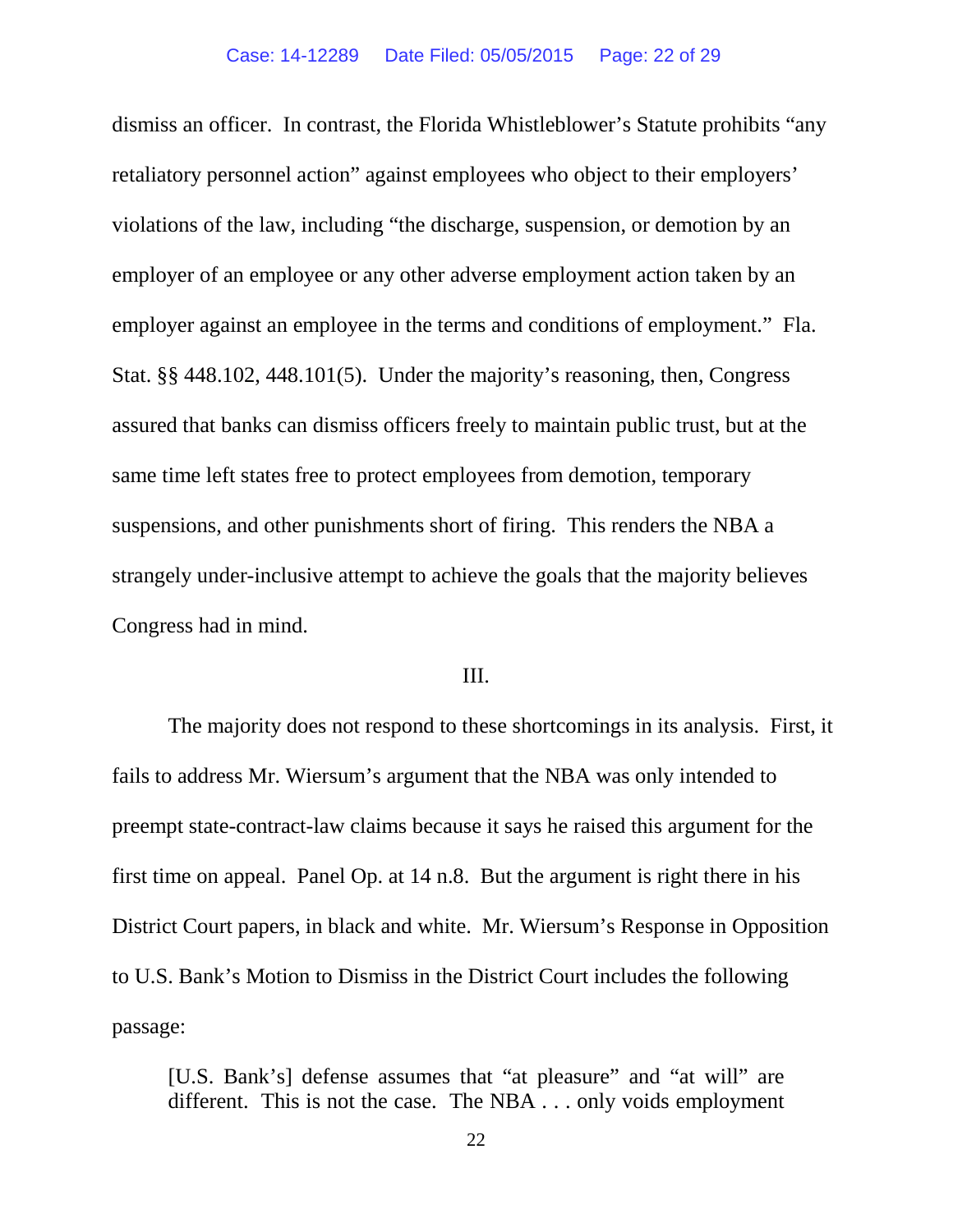dismiss an officer. In contrast, the Florida Whistleblower's Statute prohibits "any retaliatory personnel action" against employees who object to their employers' violations of the law, including "the discharge, suspension, or demotion by an employer of an employee or any other adverse employment action taken by an employer against an employee in the terms and conditions of employment." Fla. Stat. §§ 448.102, 448.101(5). Under the majority's reasoning, then, Congress assured that banks can dismiss officers freely to maintain public trust, but at the same time left states free to protect employees from demotion, temporary suspensions, and other punishments short of firing. This renders the NBA a strangely under-inclusive attempt to achieve the goals that the majority believes Congress had in mind.

## III.

The majority does not respond to these shortcomings in its analysis. First, it fails to address Mr. Wiersum's argument that the NBA was only intended to preempt state-contract-law claims because it says he raised this argument for the first time on appeal. Panel Op. at 14 n.8. But the argument is right there in his District Court papers, in black and white. Mr. Wiersum's Response in Opposition to U.S. Bank's Motion to Dismiss in the District Court includes the following passage:

> [U.S. Bank's] defense assumes that "at pleasure" and "at will" are different. This is not the case. The NBA . . . only voids employment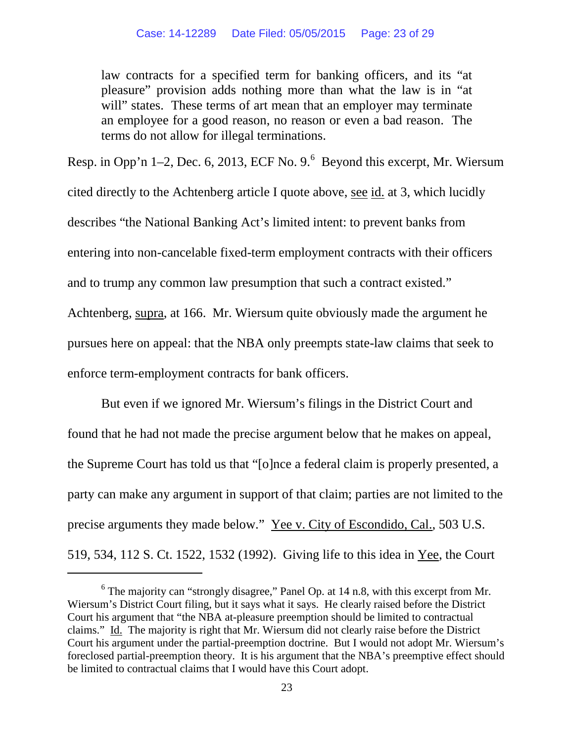> law contracts for a specified term for banking officers, and its "at pleasure" provision adds nothing more than what the law is in "at will" states. These terms of art mean that an employer may terminate an employee for a good reason, no reason or even a bad reason. The terms do not allow for illegal terminations.

Resp. in Opp'n 1–2, Dec. 6, 2013, ECF No. 9.[6] Beyond this excerpt, Mr. Wiersum cited directly to the Achtenberg article I quote above, see id. at 3, which lucidly describes "the National Banking Act's limited intent: to prevent banks from entering into non-cancelable fixed-term employment contracts with their officers and to trump any common law presumption that such a contract existed." Achtenberg, supra, at 166. Mr. Wiersum quite obviously made the argument he pursues here on appeal: that the NBA only preempts state-law claims that seek to enforce term-employment contracts for bank officers.

But even if we ignored Mr. Wiersum's filings in the District Court and found that he had not made the precise argument below that he makes on appeal, the Supreme Court has told us that "[o]nce a federal claim is properly presented, a party can make any argument in support of that claim; parties are not limited to the precise arguments they made below." Yee v. City of Escondido, Cal., 503 U.S. 519, 534, 112 S. Ct. 1522, 1532 (1992). Giving life to this idea in Yee, the Court

---

[6] The majority can "strongly disagree," Panel Op. at 14 n.8, with this excerpt from Mr. Wiersum's District Court filing, but it says what it says. He clearly raised before the District Court his argument that "the NBA at-pleasure preemption should be limited to contractual claims." Id. The majority is right that Mr. Wiersum did not clearly raise before the District Court his argument under the partial-preemption doctrine. But I would not adopt Mr. Wiersum's foreclosed partial-preemption theory. It is his argument that the NBA's preemptive effect should be limited to contractual claims that I would have this Court adopt.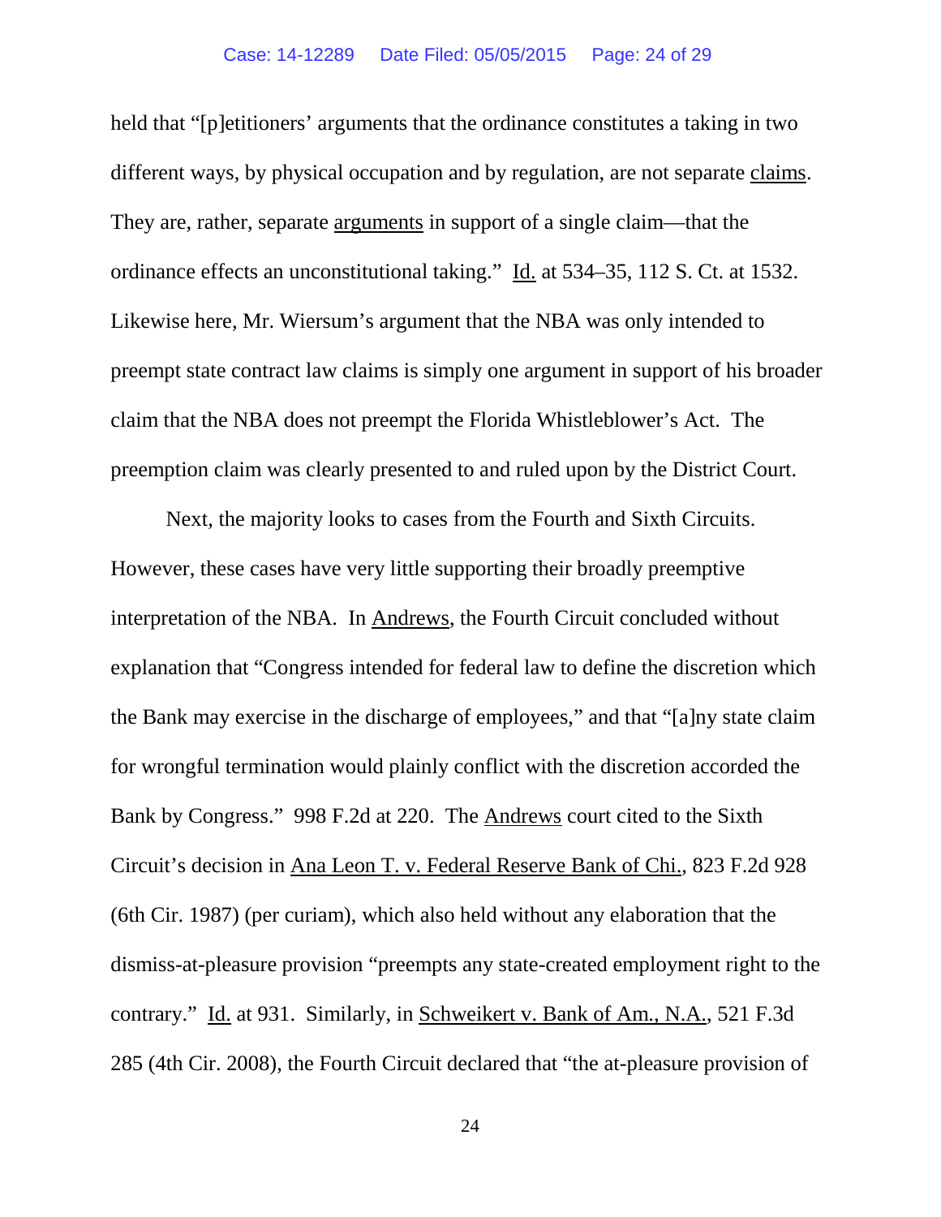held that "[p]etitioners' arguments that the ordinance constitutes a taking in two different ways, by physical occupation and by regulation, are not separate claims. They are, rather, separate arguments in support of a single claim—that the ordinance effects an unconstitutional taking." Id. at 534–35, 112 S. Ct. at 1532. Likewise here, Mr. Wiersum's argument that the NBA was only intended to preempt state contract law claims is simply one argument in support of his broader claim that the NBA does not preempt the Florida Whistleblower's Act. The preemption claim was clearly presented to and ruled upon by the District Court.

Next, the majority looks to cases from the Fourth and Sixth Circuits. However, these cases have very little supporting their broadly preemptive interpretation of the NBA. In Andrews, the Fourth Circuit concluded without explanation that "Congress intended for federal law to define the discretion which the Bank may exercise in the discharge of employees," and that "[a]ny state claim for wrongful termination would plainly conflict with the discretion accorded the Bank by Congress." 998 F.2d at 220. The Andrews court cited to the Sixth Circuit's decision in Ana Leon T. v. Federal Reserve Bank of Chi., 823 F.2d 928 (6th Cir. 1987) (per curiam), which also held without any elaboration that the dismiss-at-pleasure provision "preempts any state-created employment right to the contrary." Id. at 931. Similarly, in Schweikert v. Bank of Am., N.A., 521 F.3d 285 (4th Cir. 2008), the Fourth Circuit declared that "the at-pleasure provision of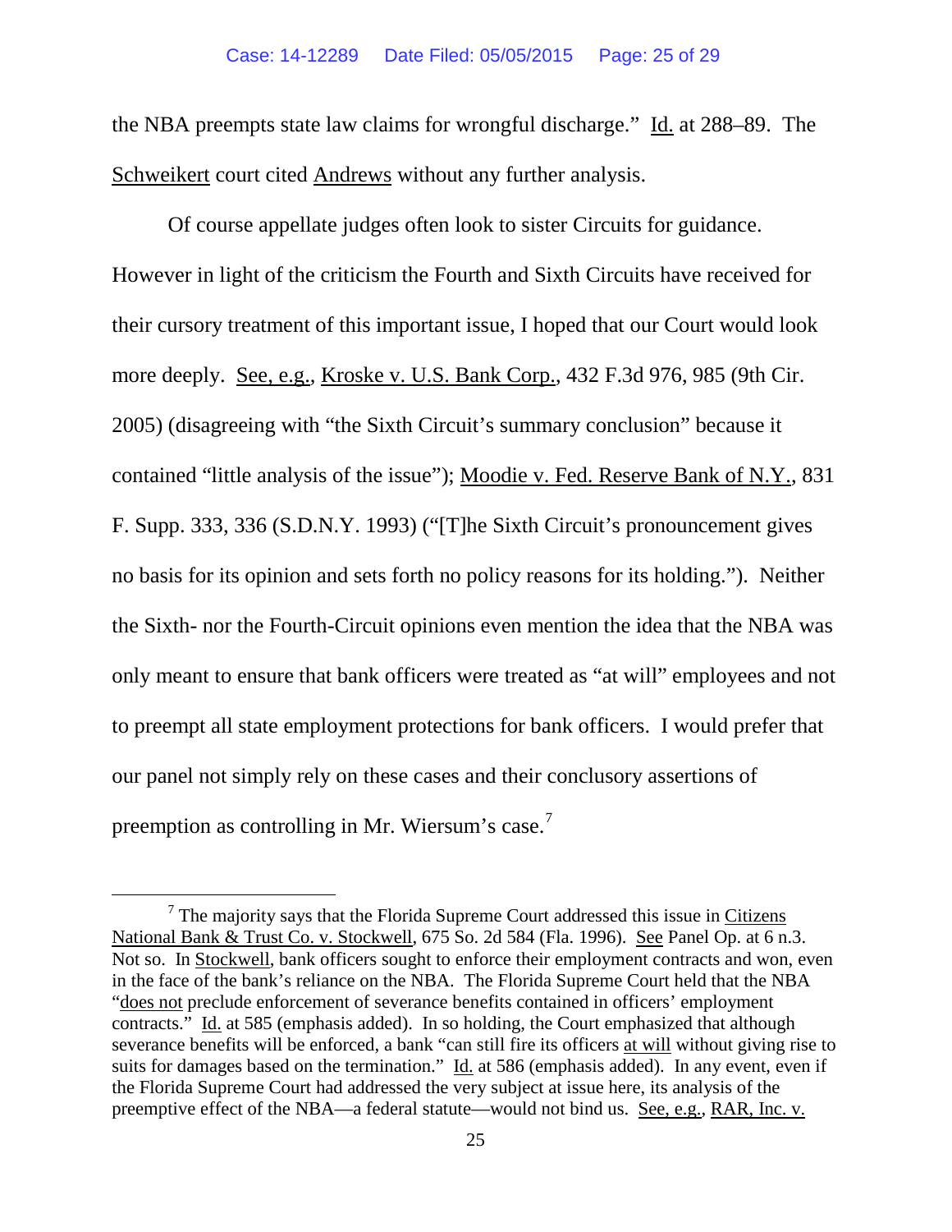the NBA preempts state law claims for wrongful discharge." Id. at 288–89. The Schweikert court cited Andrews without any further analysis.

Of course appellate judges often look to sister Circuits for guidance. However in light of the criticism the Fourth and Sixth Circuits have received for their cursory treatment of this important issue, I hoped that our Court would look more deeply. See, e.g., Kroske v. U.S. Bank Corp., 432 F.3d 976, 985 (9th Cir. 2005) (disagreeing with "the Sixth Circuit's summary conclusion" because it contained "little analysis of the issue"); Moodie v. Fed. Reserve Bank of N.Y., 831 F. Supp. 333, 336 (S.D.N.Y. 1993) ("[T]he Sixth Circuit's pronouncement gives no basis for its opinion and sets forth no policy reasons for its holding."). Neither the Sixth- nor the Fourth-Circuit opinions even mention the idea that the NBA was only meant to ensure that bank officers were treated as "at will" employees and not to preempt all state employment protections for bank officers. I would prefer that our panel not simply rely on these cases and their conclusory assertions of preemption as controlling in Mr. Wiersum's case.[7]

---

[7] The majority says that the Florida Supreme Court addressed this issue in Citizens National Bank & Trust Co. v. Stockwell, 675 So. 2d 584 (Fla. 1996). See Panel Op. at 6 n.3. Not so. In Stockwell, bank officers sought to enforce their employment contracts and won, even in the face of the bank's reliance on the NBA. The Florida Supreme Court held that the NBA "does not preclude enforcement of severance benefits contained in officers' employment contracts." Id. at 585 (emphasis added). In so holding, the Court emphasized that although severance benefits will be enforced, a bank "can still fire its officers at will without giving rise to suits for damages based on the termination." Id. at 586 (emphasis added). In any event, even if the Florida Supreme Court had addressed the very subject at issue here, its analysis of the preemptive effect of the NBA—a federal statute—would not bind us. See, e.g., RAR, Inc. v.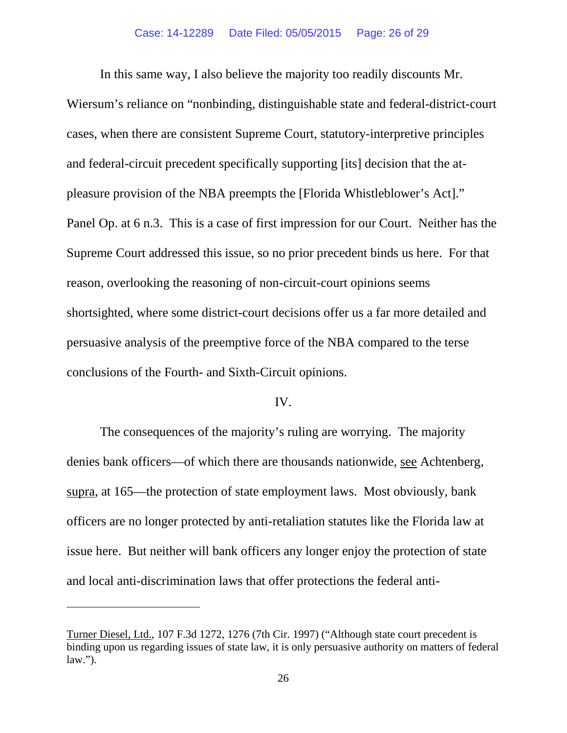In this same way, I also believe the majority too readily discounts Mr. Wiersum's reliance on "nonbinding, distinguishable state and federal-district-court cases, when there are consistent Supreme Court, statutory-interpretive principles and federal-circuit precedent specifically supporting [its] decision that the at-pleasure provision of the NBA preempts the [Florida Whistleblower's Act]." Panel Op. at 6 n.3. This is a case of first impression for our Court. Neither has the Supreme Court addressed this issue, so no prior precedent binds us here. For that reason, overlooking the reasoning of non-circuit-court opinions seems shortsighted, where some district-court decisions offer us a far more detailed and persuasive analysis of the preemptive force of the NBA compared to the terse conclusions of the Fourth- and Sixth-Circuit opinions.

IV.

The consequences of the majority's ruling are worrying. The majority denies bank officers—of which there are thousands nationwide, see Achtenberg, supra, at 165—the protection of state employment laws. Most obviously, bank officers are no longer protected by anti-retaliation statutes like the Florida law at issue here. But neither will bank officers any longer enjoy the protection of state and local anti-discrimination laws that offer protections the federal anti-

---

Turner Diesel, Ltd., 107 F.3d 1272, 1276 (7th Cir. 1997) ("Although state court precedent is binding upon us regarding issues of state law, it is only persuasive authority on matters of federal law.").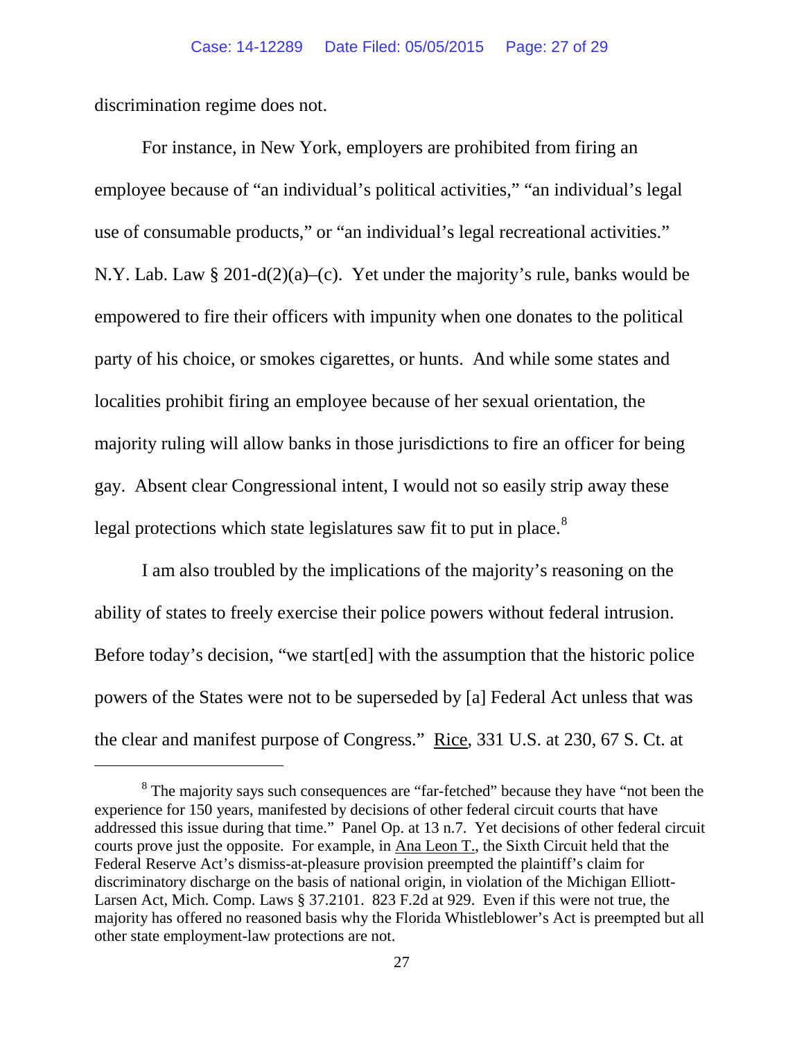discrimination regime does not.

For instance, in New York, employers are prohibited from firing an employee because of "an individual's political activities," "an individual's legal use of consumable products," or "an individual's legal recreational activities." N.Y. Lab. Law § 201-d(2)(a)–(c). Yet under the majority's rule, banks would be empowered to fire their officers with impunity when one donates to the political party of his choice, or smokes cigarettes, or hunts. And while some states and localities prohibit firing an employee because of her sexual orientation, the majority ruling will allow banks in those jurisdictions to fire an officer for being gay. Absent clear Congressional intent, I would not so easily strip away these legal protections which state legislatures saw fit to put in place.[8]

I am also troubled by the implications of the majority's reasoning on the ability of states to freely exercise their police powers without federal intrusion. Before today's decision, "we start[ed] with the assumption that the historic police powers of the States were not to be superseded by [a] Federal Act unless that was the clear and manifest purpose of Congress." Rice, 331 U.S. at 230, 67 S. Ct. at

---

[8] The majority says such consequences are "far-fetched" because they have "not been the experience for 150 years, manifested by decisions of other federal circuit courts that have addressed this issue during that time." Panel Op. at 13 n.7. Yet decisions of other federal circuit courts prove just the opposite. For example, in Ana Leon T., the Sixth Circuit held that the Federal Reserve Act's dismiss-at-pleasure provision preempted the plaintiff's claim for discriminatory discharge on the basis of national origin, in violation of the Michigan Elliott-Larsen Act, Mich. Comp. Laws § 37.2101. 823 F.2d at 929. Even if this were not true, the majority has offered no reasoned basis why the Florida Whistleblower's Act is preempted but all other state employment-law protections are not.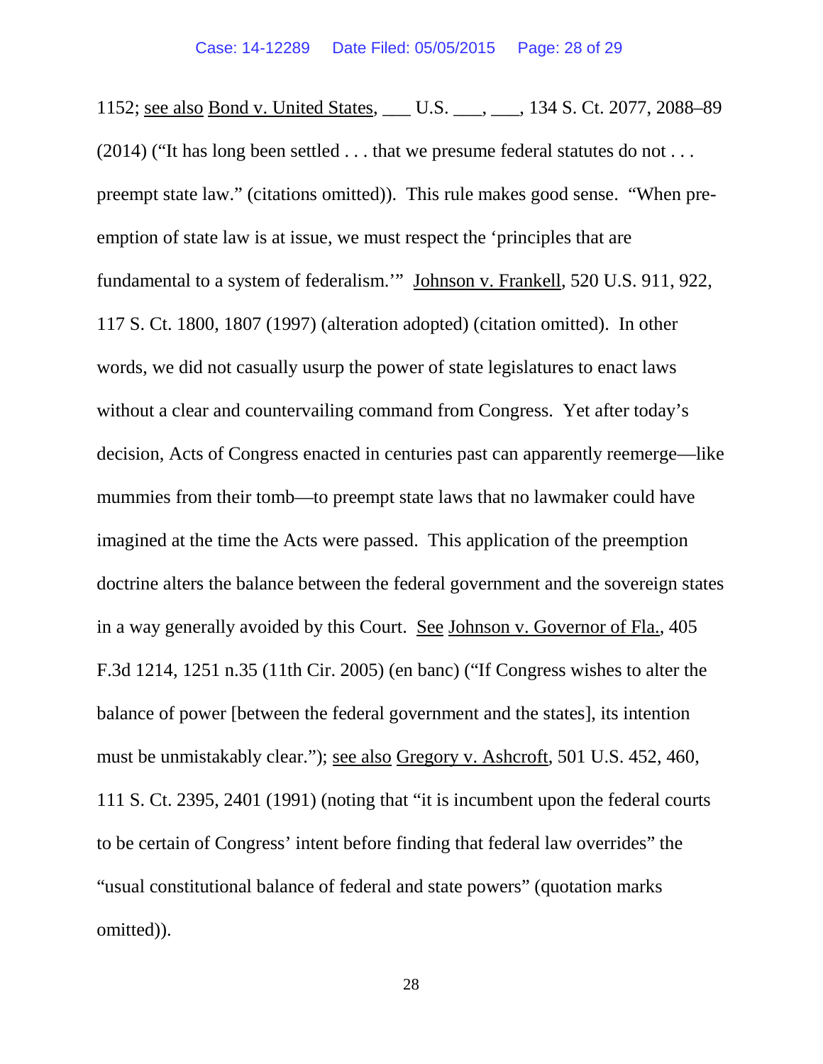1152; see also Bond v. United States, ___ U.S. ___, ___, 134 S. Ct. 2077, 2088–89 (2014) ("It has long been settled . . . that we presume federal statutes do not . . . preempt state law." (citations omitted)). This rule makes good sense. "When pre-emption of state law is at issue, we must respect the 'principles that are fundamental to a system of federalism.'" Johnson v. Frankell, 520 U.S. 911, 922, 117 S. Ct. 1800, 1807 (1997) (alteration adopted) (citation omitted). In other words, we did not casually usurp the power of state legislatures to enact laws without a clear and countervailing command from Congress. Yet after today's decision, Acts of Congress enacted in centuries past can apparently reemerge—like mummies from their tomb—to preempt state laws that no lawmaker could have imagined at the time the Acts were passed. This application of the preemption doctrine alters the balance between the federal government and the sovereign states in a way generally avoided by this Court. See Johnson v. Governor of Fla., 405 F.3d 1214, 1251 n.35 (11th Cir. 2005) (en banc) ("If Congress wishes to alter the balance of power [between the federal government and the states], its intention must be unmistakably clear."); see also Gregory v. Ashcroft, 501 U.S. 452, 460, 111 S. Ct. 2395, 2401 (1991) (noting that "it is incumbent upon the federal courts to be certain of Congress' intent before finding that federal law overrides" the "usual constitutional balance of federal and state powers" (quotation marks omitted)).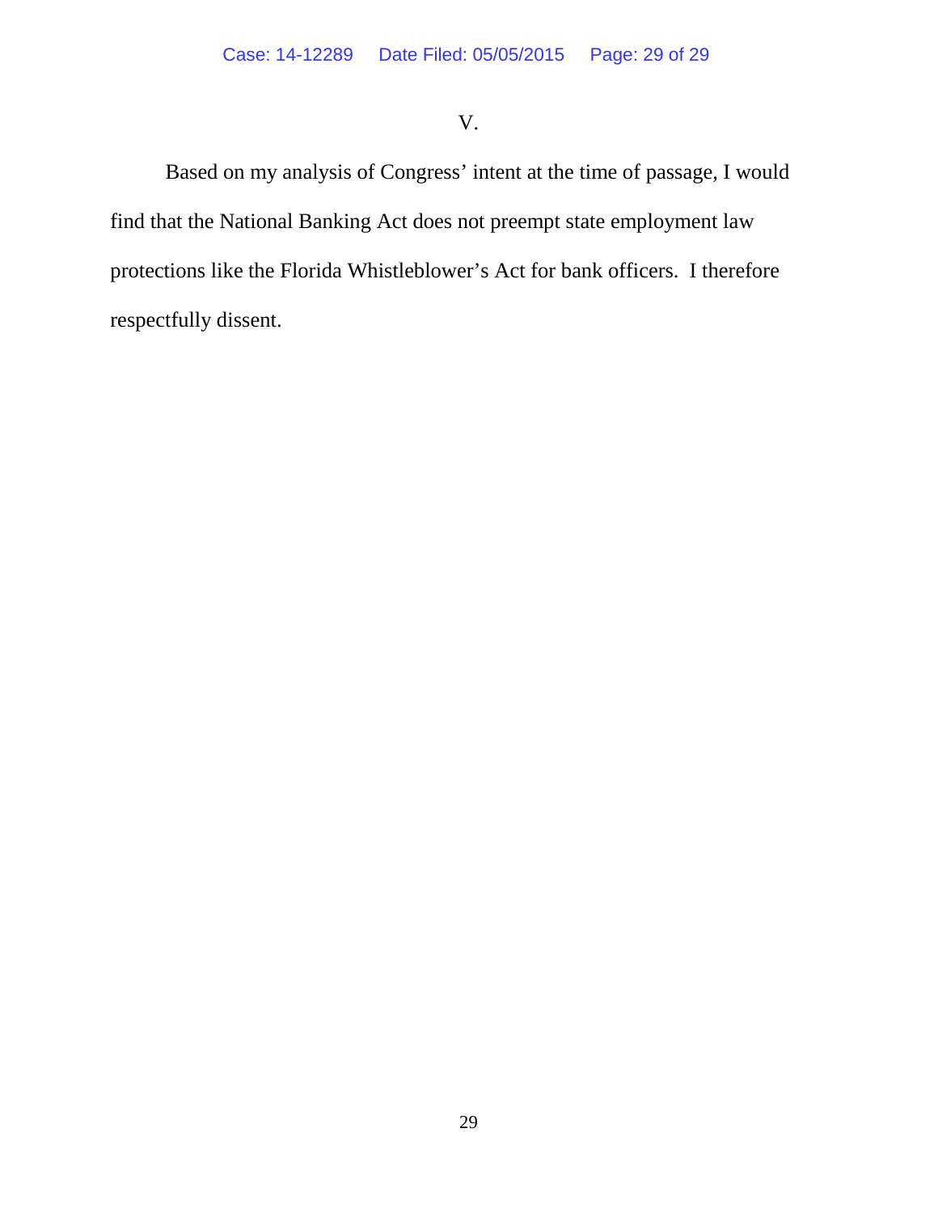V.

Based on my analysis of Congress' intent at the time of passage, I would find that the National Banking Act does not preempt state employment law protections like the Florida Whistleblower's Act for bank officers. I therefore respectfully dissent.